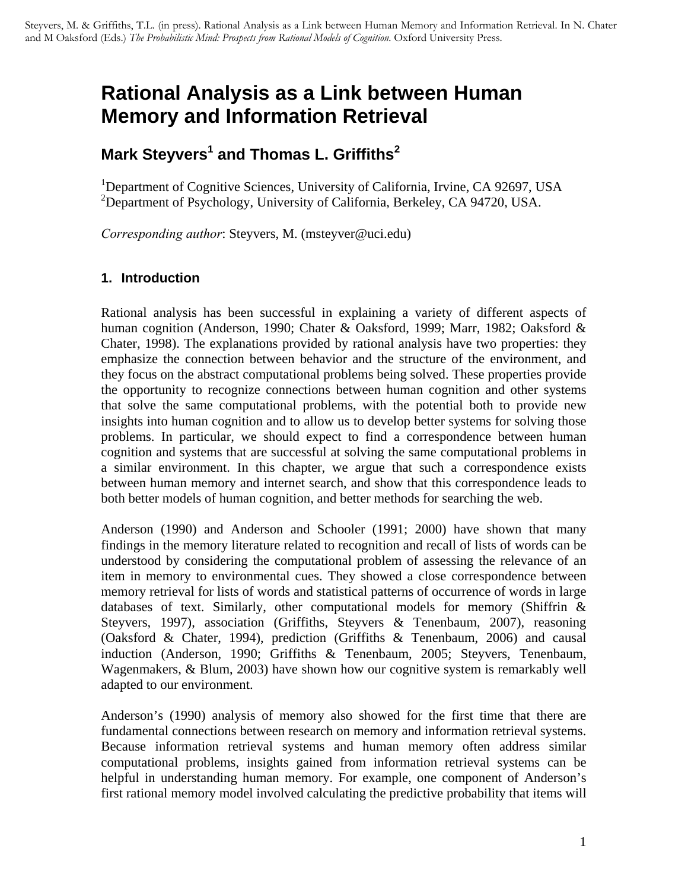Steyvers, M. & Griffiths, T.L. (in press). Rational Analysis as a Link between Human Memory and Information Retrieval. In N. Chater and M Oaksford (Eds.) *The Probabilistic Mind: Prospects from Rational Models of Cognition*. Oxford University Press.

# Rational Analysis as a Link between Human Memory and Information Retrieval

## Mark Steyvers[1] and Thomas L. Griffiths[2]

[1]Department of Cognitive Sciences, University of California, Irvine, CA 92697, USA
[2]Department of Psychology, University of California, Berkeley, CA 94720, USA.

*Corresponding author*: Steyvers, M. (msteyver@uci.edu)

### 1. Introduction

Rational analysis has been successful in explaining a variety of different aspects of human cognition (Anderson, 1990; Chater & Oaksford, 1999; Marr, 1982; Oaksford & Chater, 1998). The explanations provided by rational analysis have two properties: they emphasize the connection between behavior and the structure of the environment, and they focus on the abstract computational problems being solved. These properties provide the opportunity to recognize connections between human cognition and other systems that solve the same computational problems, with the potential both to provide new insights into human cognition and to allow us to develop better systems for solving those problems. In particular, we should expect to find a correspondence between human cognition and systems that are successful at solving the same computational problems in a similar environment. In this chapter, we argue that such a correspondence exists between human memory and internet search, and show that this correspondence leads to both better models of human cognition, and better methods for searching the web.

Anderson (1990) and Anderson and Schooler (1991; 2000) have shown that many findings in the memory literature related to recognition and recall of lists of words can be understood by considering the computational problem of assessing the relevance of an item in memory to environmental cues. They showed a close correspondence between memory retrieval for lists of words and statistical patterns of occurrence of words in large databases of text. Similarly, other computational models for memory (Shiffrin & Steyvers, 1997), association (Griffiths, Steyvers & Tenenbaum, 2007), reasoning (Oaksford & Chater, 1994), prediction (Griffiths & Tenenbaum, 2006) and causal induction (Anderson, 1990; Griffiths & Tenenbaum, 2005; Steyvers, Tenenbaum, Wagenmakers, & Blum, 2003) have shown how our cognitive system is remarkably well adapted to our environment.

Anderson's (1990) analysis of memory also showed for the first time that there are fundamental connections between research on memory and information retrieval systems. Because information retrieval systems and human memory often address similar computational problems, insights gained from information retrieval systems can be helpful in understanding human memory. For example, one component of Anderson's first rational memory model involved calculating the predictive probability that items will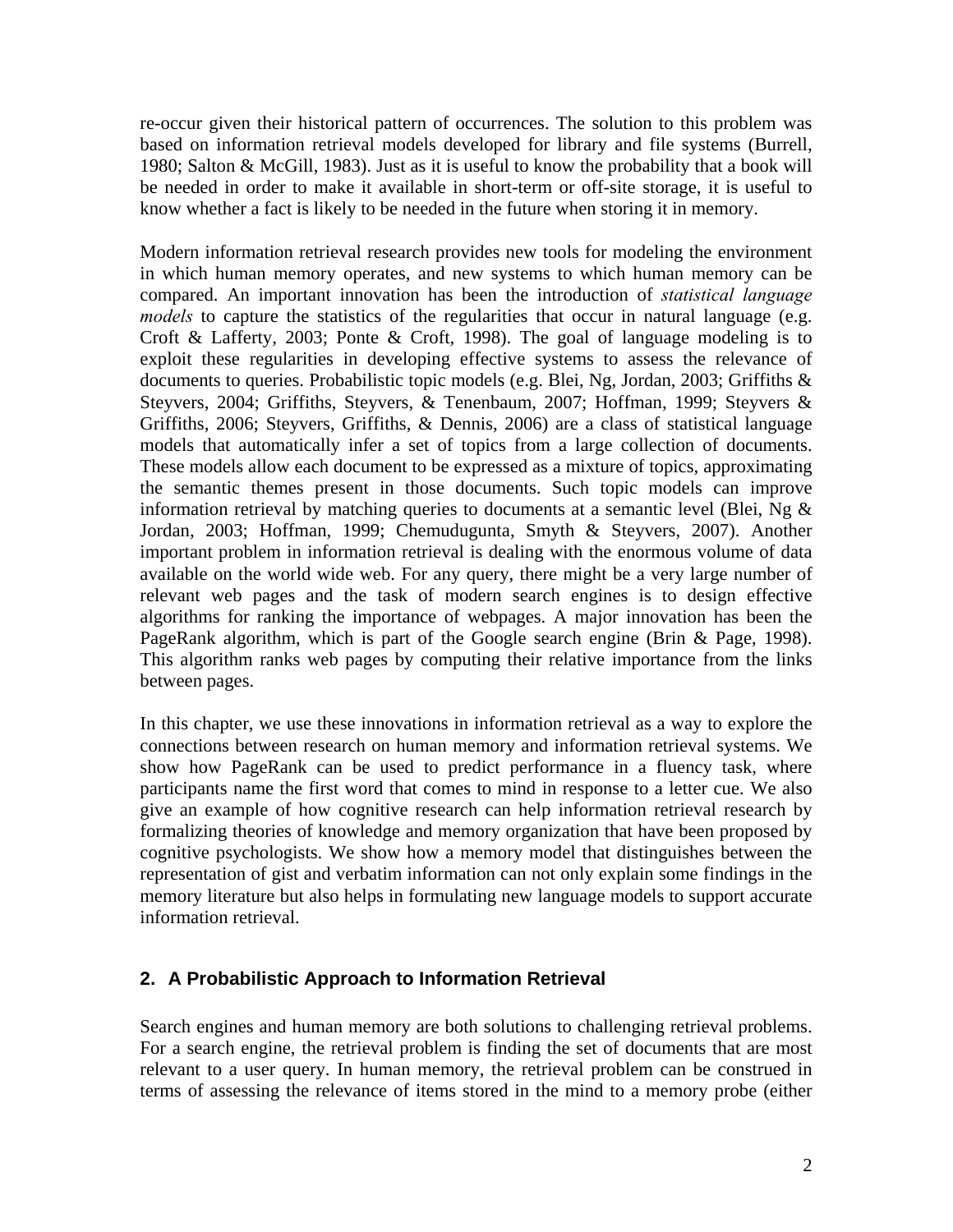re-occur given their historical pattern of occurrences. The solution to this problem was based on information retrieval models developed for library and file systems (Burrell, 1980; Salton & McGill, 1983). Just as it is useful to know the probability that a book will be needed in order to make it available in short-term or off-site storage, it is useful to know whether a fact is likely to be needed in the future when storing it in memory.

Modern information retrieval research provides new tools for modeling the environment in which human memory operates, and new systems to which human memory can be compared. An important innovation has been the introduction of *statistical language models* to capture the statistics of the regularities that occur in natural language (e.g. Croft & Lafferty, 2003; Ponte & Croft, 1998). The goal of language modeling is to exploit these regularities in developing effective systems to assess the relevance of documents to queries. Probabilistic topic models (e.g. Blei, Ng, Jordan, 2003; Griffiths & Steyvers, 2004; Griffiths, Steyvers, & Tenenbaum, 2007; Hoffman, 1999; Steyvers & Griffiths, 2006; Steyvers, Griffiths, & Dennis, 2006) are a class of statistical language models that automatically infer a set of topics from a large collection of documents. These models allow each document to be expressed as a mixture of topics, approximating the semantic themes present in those documents. Such topic models can improve information retrieval by matching queries to documents at a semantic level (Blei, Ng & Jordan, 2003; Hoffman, 1999; Chemudugunta, Smyth & Steyvers, 2007). Another important problem in information retrieval is dealing with the enormous volume of data available on the world wide web. For any query, there might be a very large number of relevant web pages and the task of modern search engines is to design effective algorithms for ranking the importance of webpages. A major innovation has been the PageRank algorithm, which is part of the Google search engine (Brin & Page, 1998). This algorithm ranks web pages by computing their relative importance from the links between pages.

In this chapter, we use these innovations in information retrieval as a way to explore the connections between research on human memory and information retrieval systems. We show how PageRank can be used to predict performance in a fluency task, where participants name the first word that comes to mind in response to a letter cue. We also give an example of how cognitive research can help information retrieval research by formalizing theories of knowledge and memory organization that have been proposed by cognitive psychologists. We show how a memory model that distinguishes between the representation of gist and verbatim information can not only explain some findings in the memory literature but also helps in formulating new language models to support accurate information retrieval.

## 2. A Probabilistic Approach to Information Retrieval

Search engines and human memory are both solutions to challenging retrieval problems. For a search engine, the retrieval problem is finding the set of documents that are most relevant to a user query. In human memory, the retrieval problem can be construed in terms of assessing the relevance of items stored in the mind to a memory probe (either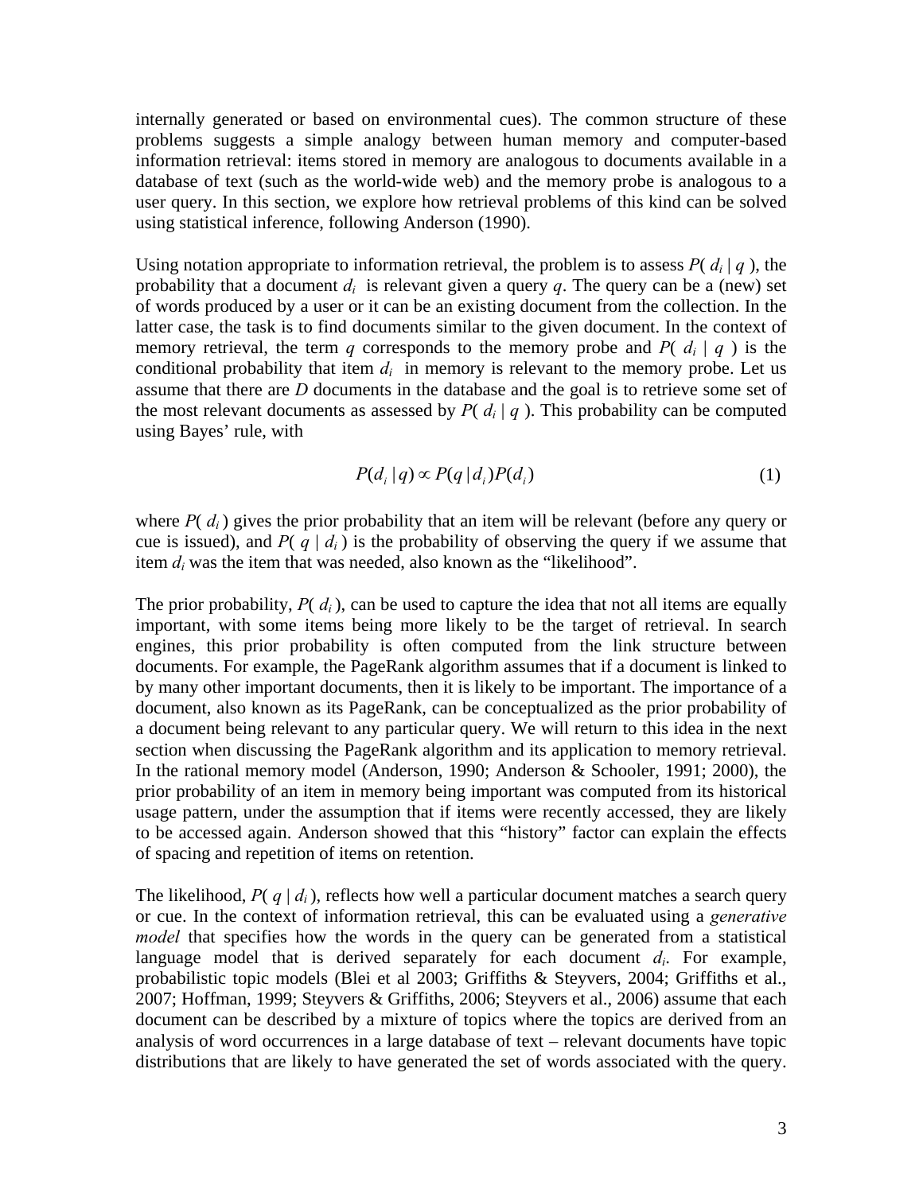internally generated or based on environmental cues). The common structure of these problems suggests a simple analogy between human memory and computer-based information retrieval: items stored in memory are analogous to documents available in a database of text (such as the world-wide web) and the memory probe is analogous to a user query. In this section, we explore how retrieval problems of this kind can be solved using statistical inference, following Anderson (1990).

Using notation appropriate to information retrieval, the problem is to assess $P( d_i \mid q )$, the probability that a document $d_i$ is relevant given a query $q$. The query can be a (new) set of words produced by a user or it can be an existing document from the collection. In the latter case, the task is to find documents similar to the given document. In the context of memory retrieval, the term $q$ corresponds to the memory probe and $P( d_i \mid q )$ is the conditional probability that item $d_i$ in memory is relevant to the memory probe. Let us assume that there are $D$ documents in the database and the goal is to retrieve some set of the most relevant documents as assessed by $P( d_i \mid q )$. This probability can be computed using Bayes' rule, with

$$P(d_i \mid q) \propto P(q \mid d_i) P(d_i) \tag{1}$$

where $P( d_i )$ gives the prior probability that an item will be relevant (before any query or cue is issued), and $P( q \mid d_i )$ is the probability of observing the query if we assume that item $d_i$ was the item that was needed, also known as the "likelihood".

The prior probability, $P( d_i )$, can be used to capture the idea that not all items are equally important, with some items being more likely to be the target of retrieval. In search engines, this prior probability is often computed from the link structure between documents. For example, the PageRank algorithm assumes that if a document is linked to by many other important documents, then it is likely to be important. The importance of a document, also known as its PageRank, can be conceptualized as the prior probability of a document being relevant to any particular query. We will return to this idea in the next section when discussing the PageRank algorithm and its application to memory retrieval. In the rational memory model (Anderson, 1990; Anderson & Schooler, 1991; 2000), the prior probability of an item in memory being important was computed from its historical usage pattern, under the assumption that if items were recently accessed, they are likely to be accessed again. Anderson showed that this "history" factor can explain the effects of spacing and repetition of items on retention.

The likelihood, $P( q \mid d_i )$, reflects how well a particular document matches a search query or cue. In the context of information retrieval, this can be evaluated using a *generative model* that specifies how the words in the query can be generated from a statistical language model that is derived separately for each document $d_i$. For example, probabilistic topic models (Blei et al 2003; Griffiths & Steyvers, 2004; Griffiths et al., 2007; Hoffman, 1999; Steyvers & Griffiths, 2006; Steyvers et al., 2006) assume that each document can be described by a mixture of topics where the topics are derived from an analysis of word occurrences in a large database of text – relevant documents have topic distributions that are likely to have generated the set of words associated with the query.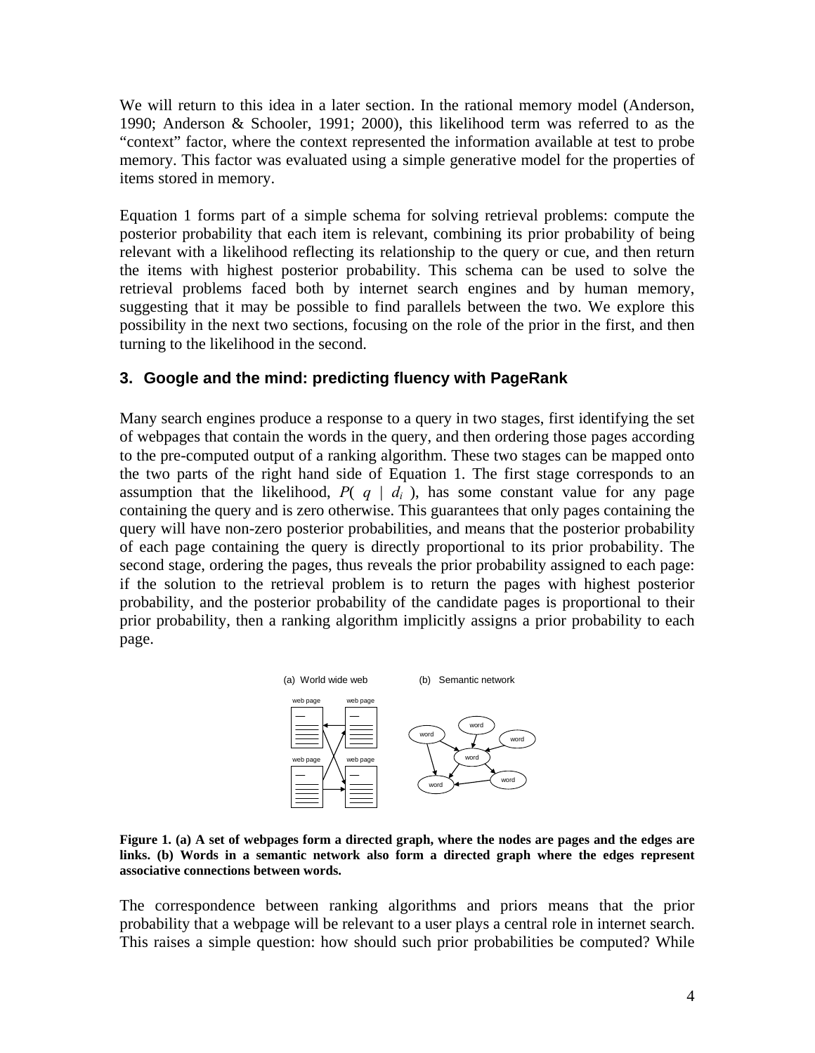We will return to this idea in a later section. In the rational memory model (Anderson, 1990; Anderson & Schooler, 1991; 2000), this likelihood term was referred to as the "context" factor, where the context represented the information available at test to probe memory. This factor was evaluated using a simple generative model for the properties of items stored in memory.

Equation 1 forms part of a simple schema for solving retrieval problems: compute the posterior probability that each item is relevant, combining its prior probability of being relevant with a likelihood reflecting its relationship to the query or cue, and then return the items with highest posterior probability. This schema can be used to solve the retrieval problems faced both by internet search engines and by human memory, suggesting that it may be possible to find parallels between the two. We explore this possibility in the next two sections, focusing on the role of the prior in the first, and then turning to the likelihood in the second.

## 3. Google and the mind: predicting fluency with PageRank

Many search engines produce a response to a query in two stages, first identifying the set of webpages that contain the words in the query, and then ordering those pages according to the pre-computed output of a ranking algorithm. These two stages can be mapped onto the two parts of the right hand side of Equation 1. The first stage corresponds to an assumption that the likelihood, $P( q \mid d_i )$, has some constant value for any page containing the query and is zero otherwise. This guarantees that only pages containing the query will have non-zero posterior probabilities, and means that the posterior probability of each page containing the query is directly proportional to its prior probability. The second stage, ordering the pages, thus reveals the prior probability assigned to each page: if the solution to the retrieval problem is to return the pages with highest posterior probability, and the posterior probability of the candidate pages is proportional to their prior probability, then a ranking algorithm implicitly assigns a prior probability to each page.

**Figure 1. (a) A set of webpages form a directed graph, where the nodes are pages and the edges are links. (b) Words in a semantic network also form a directed graph where the edges represent associative connections between words.**

The correspondence between ranking algorithms and priors means that the prior probability that a webpage will be relevant to a user plays a central role in internet search. This raises a simple question: how should such prior probabilities be computed? While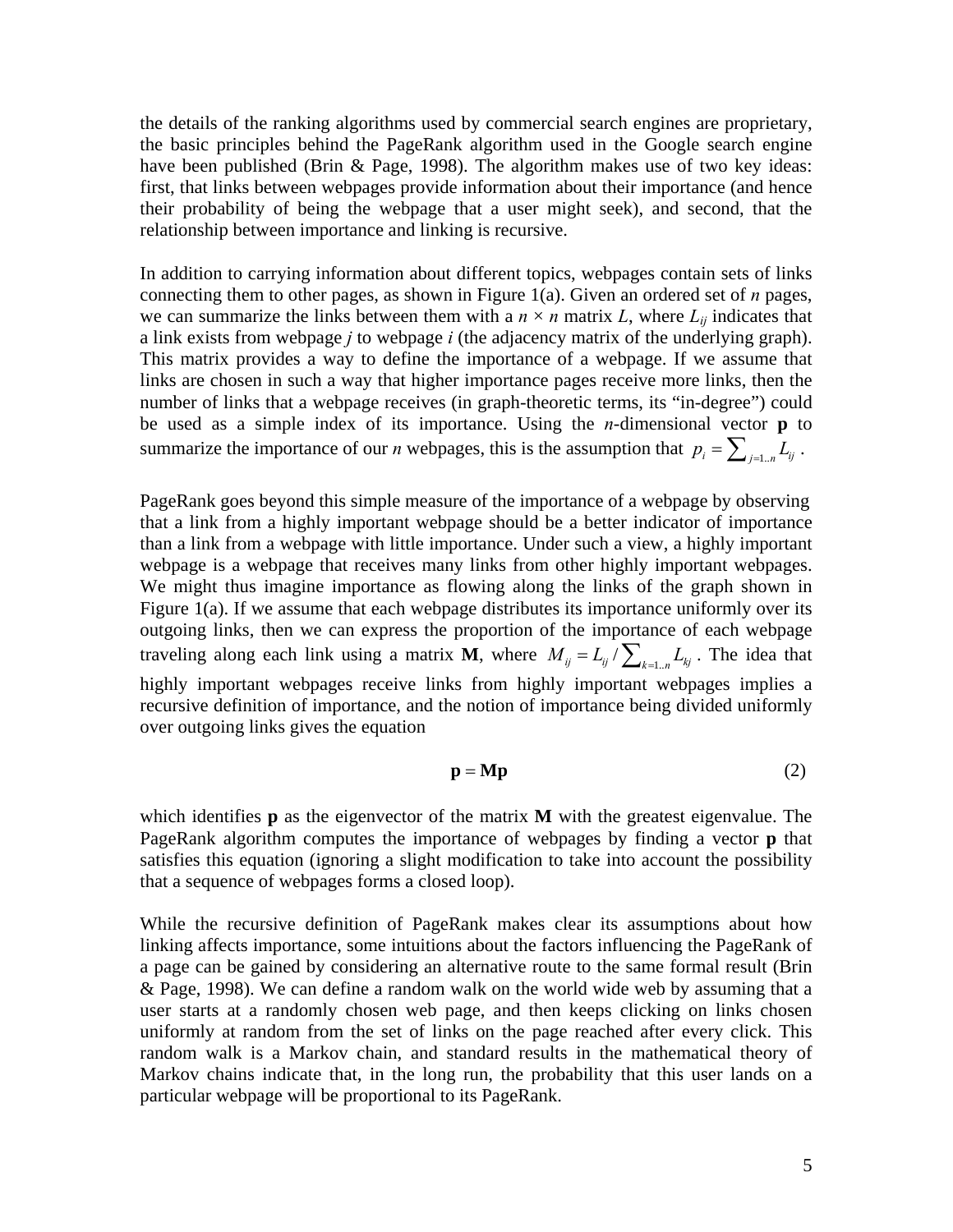the details of the ranking algorithms used by commercial search engines are proprietary, the basic principles behind the PageRank algorithm used in the Google search engine have been published (Brin & Page, 1998). The algorithm makes use of two key ideas: first, that links between webpages provide information about their importance (and hence their probability of being the webpage that a user might seek), and second, that the relationship between importance and linking is recursive.

In addition to carrying information about different topics, webpages contain sets of links connecting them to other pages, as shown in Figure 1(a). Given an ordered set of $n$ pages, we can summarize the links between them with a $n \times n$ matrix $L$, where $L_{ij}$ indicates that a link exists from webpage $j$ to webpage $i$ (the adjacency matrix of the underlying graph). This matrix provides a way to define the importance of a webpage. If we assume that links are chosen in such a way that higher importance pages receive more links, then the number of links that a webpage receives (in graph-theoretic terms, its "in-degree") could be used as a simple index of its importance. Using the $n$-dimensional vector $\mathbf{p}$ to summarize the importance of our $n$ webpages, this is the assumption that $p_i = \sum_{j=1..n} L_{ij}$ .

PageRank goes beyond this simple measure of the importance of a webpage by observing that a link from a highly important webpage should be a better indicator of importance than a link from a webpage with little importance. Under such a view, a highly important webpage is a webpage that receives many links from other highly important webpages. We might thus imagine importance as flowing along the links of the graph shown in Figure 1(a). If we assume that each webpage distributes its importance uniformly over its outgoing links, then we can express the proportion of the importance of each webpage traveling along each link using a matrix $\mathbf{M}$, where $M_{ij} = L_{ij} / \sum_{k=1..n} L_{kj}$ . The idea that highly important webpages receive links from highly important webpages implies a recursive definition of importance, and the notion of importance being divided uniformly over outgoing links gives the equation

$$\mathbf{p} = \mathbf{M}\mathbf{p} \tag{2}$$

which identifies $\mathbf{p}$ as the eigenvector of the matrix $\mathbf{M}$ with the greatest eigenvalue. The PageRank algorithm computes the importance of webpages by finding a vector $\mathbf{p}$ that satisfies this equation (ignoring a slight modification to take into account the possibility that a sequence of webpages forms a closed loop).

While the recursive definition of PageRank makes clear its assumptions about how linking affects importance, some intuitions about the factors influencing the PageRank of a page can be gained by considering an alternative route to the same formal result (Brin & Page, 1998). We can define a random walk on the world wide web by assuming that a user starts at a randomly chosen web page, and then keeps clicking on links chosen uniformly at random from the set of links on the page reached after every click. This random walk is a Markov chain, and standard results in the mathematical theory of Markov chains indicate that, in the long run, the probability that this user lands on a particular webpage will be proportional to its PageRank.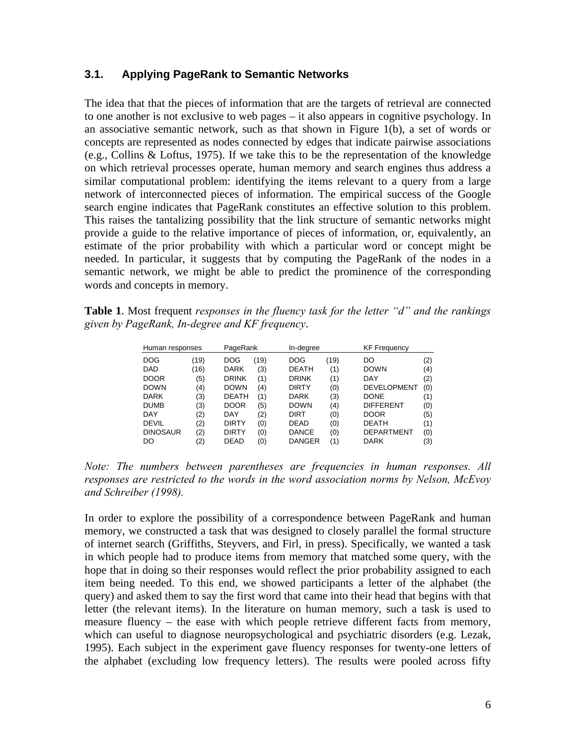### 3.1. Applying PageRank to Semantic Networks

The idea that that the pieces of information that are the targets of retrieval are connected to one another is not exclusive to web pages – it also appears in cognitive psychology. In an associative semantic network, such as that shown in Figure 1(b), a set of words or concepts are represented as nodes connected by edges that indicate pairwise associations (e.g., Collins & Loftus, 1975). If we take this to be the representation of the knowledge on which retrieval processes operate, human memory and search engines thus address a similar computational problem: identifying the items relevant to a query from a large network of interconnected pieces of information. The empirical success of the Google search engine indicates that PageRank constitutes an effective solution to this problem. This raises the tantalizing possibility that the link structure of semantic networks might provide a guide to the relative importance of pieces of information, or, equivalently, an estimate of the prior probability with which a particular word or concept might be needed. In particular, it suggests that by computing the PageRank of the nodes in a semantic network, we might be able to predict the prominence of the corresponding words and concepts in memory.

**Table 1**. Most frequent *responses in the fluency task for the letter "d" and the rankings given by PageRank, In-degree and KF frequency*.

| Human responses | | PageRank | | In-degree | | KF Frequency | |
|---|---|---|---|---|---|---|---|
| DOG | (19) | DOG | (19) | DOG | (19) | DO | (2) |
| DAD | (16) | DARK | (3) | DEATH | (1) | DOWN | (4) |
| DOOR | (5) | DRINK | (1) | DRINK | (1) | DAY | (2) |
| DOWN | (4) | DOWN | (4) | DIRTY | (0) | DEVELOPMENT | (0) |
| DARK | (3) | DEATH | (1) | DARK | (3) | DONE | (1) |
| DUMB | (3) | DOOR | (5) | DOWN | (4) | DIFFERENT | (0) |
| DAY | (2) | DAY | (2) | DIRT | (0) | DOOR | (5) |
| DEVIL | (2) | DIRTY | (0) | DEAD | (0) | DEATH | (1) |
| DINOSAUR | (2) | DIRTY | (0) | DANCE | (0) | DEPARTMENT | (0) |
| DO | (2) | DEAD | (0) | DANGER | (1) | DARK | (3) |

*Note: The numbers between parentheses are frequencies in human responses. All responses are restricted to the words in the word association norms by Nelson, McEvoy and Schreiber (1998).*

In order to explore the possibility of a correspondence between PageRank and human memory, we constructed a task that was designed to closely parallel the formal structure of internet search (Griffiths, Steyvers, and Firl, in press). Specifically, we wanted a task in which people had to produce items from memory that matched some query, with the hope that in doing so their responses would reflect the prior probability assigned to each item being needed. To this end, we showed participants a letter of the alphabet (the query) and asked them to say the first word that came into their head that begins with that letter (the relevant items). In the literature on human memory, such a task is used to measure fluency – the ease with which people retrieve different facts from memory, which can useful to diagnose neuropsychological and psychiatric disorders (e.g. Lezak, 1995). Each subject in the experiment gave fluency responses for twenty-one letters of the alphabet (excluding low frequency letters). The results were pooled across fifty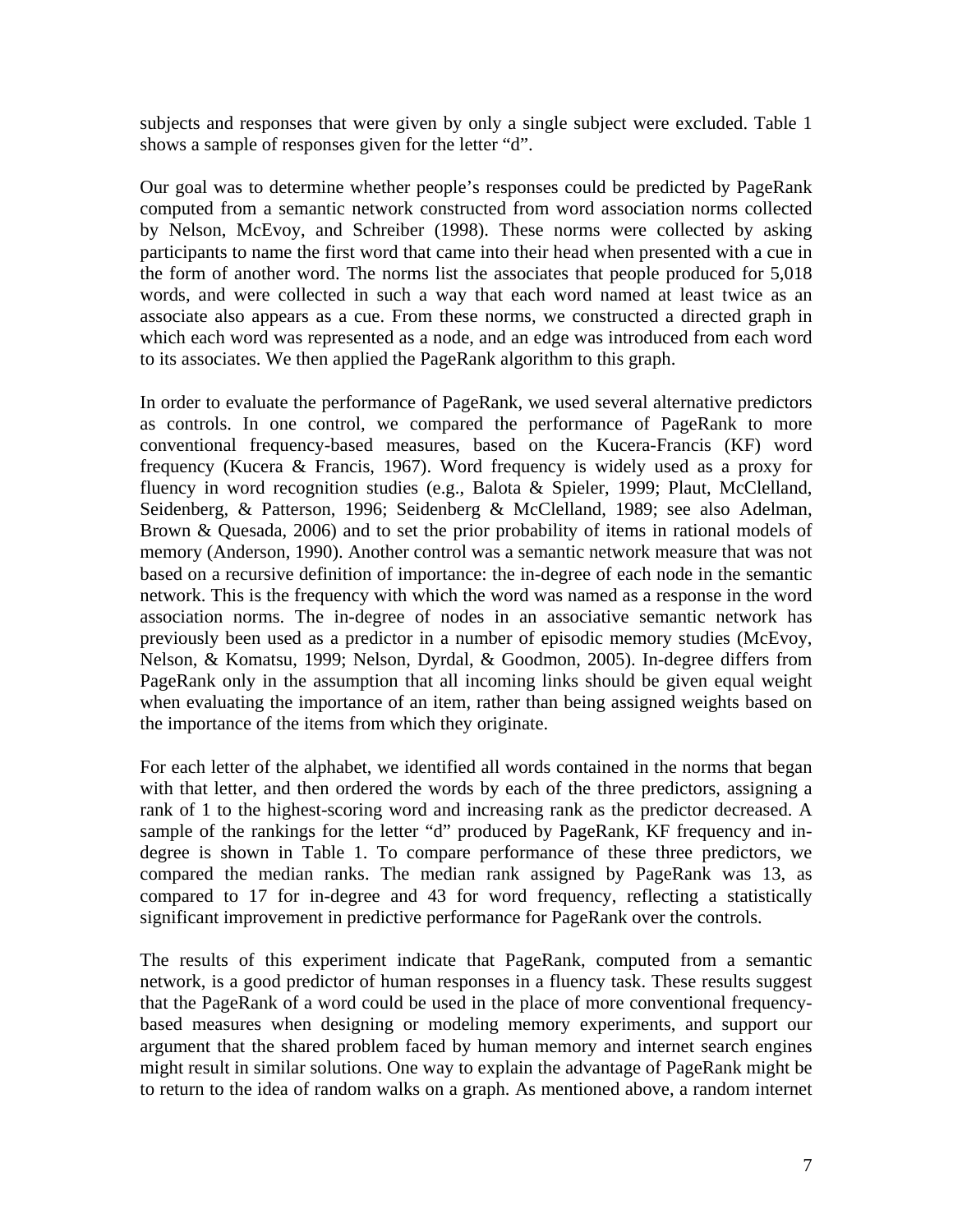subjects and responses that were given by only a single subject were excluded. Table 1 shows a sample of responses given for the letter "d".

Our goal was to determine whether people's responses could be predicted by PageRank computed from a semantic network constructed from word association norms collected by Nelson, McEvoy, and Schreiber (1998). These norms were collected by asking participants to name the first word that came into their head when presented with a cue in the form of another word. The norms list the associates that people produced for 5,018 words, and were collected in such a way that each word named at least twice as an associate also appears as a cue. From these norms, we constructed a directed graph in which each word was represented as a node, and an edge was introduced from each word to its associates. We then applied the PageRank algorithm to this graph.

In order to evaluate the performance of PageRank, we used several alternative predictors as controls. In one control, we compared the performance of PageRank to more conventional frequency-based measures, based on the Kucera-Francis (KF) word frequency (Kucera & Francis, 1967). Word frequency is widely used as a proxy for fluency in word recognition studies (e.g., Balota & Spieler, 1999; Plaut, McClelland, Seidenberg, & Patterson, 1996; Seidenberg & McClelland, 1989; see also Adelman, Brown & Quesada, 2006) and to set the prior probability of items in rational models of memory (Anderson, 1990). Another control was a semantic network measure that was not based on a recursive definition of importance: the in-degree of each node in the semantic network. This is the frequency with which the word was named as a response in the word association norms. The in-degree of nodes in an associative semantic network has previously been used as a predictor in a number of episodic memory studies (McEvoy, Nelson, & Komatsu, 1999; Nelson, Dyrdal, & Goodmon, 2005). In-degree differs from PageRank only in the assumption that all incoming links should be given equal weight when evaluating the importance of an item, rather than being assigned weights based on the importance of the items from which they originate.

For each letter of the alphabet, we identified all words contained in the norms that began with that letter, and then ordered the words by each of the three predictors, assigning a rank of 1 to the highest-scoring word and increasing rank as the predictor decreased. A sample of the rankings for the letter "d" produced by PageRank, KF frequency and in-degree is shown in Table 1. To compare performance of these three predictors, we compared the median ranks. The median rank assigned by PageRank was 13, as compared to 17 for in-degree and 43 for word frequency, reflecting a statistically significant improvement in predictive performance for PageRank over the controls.

The results of this experiment indicate that PageRank, computed from a semantic network, is a good predictor of human responses in a fluency task. These results suggest that the PageRank of a word could be used in the place of more conventional frequency-based measures when designing or modeling memory experiments, and support our argument that the shared problem faced by human memory and internet search engines might result in similar solutions. One way to explain the advantage of PageRank might be to return to the idea of random walks on a graph. As mentioned above, a random internet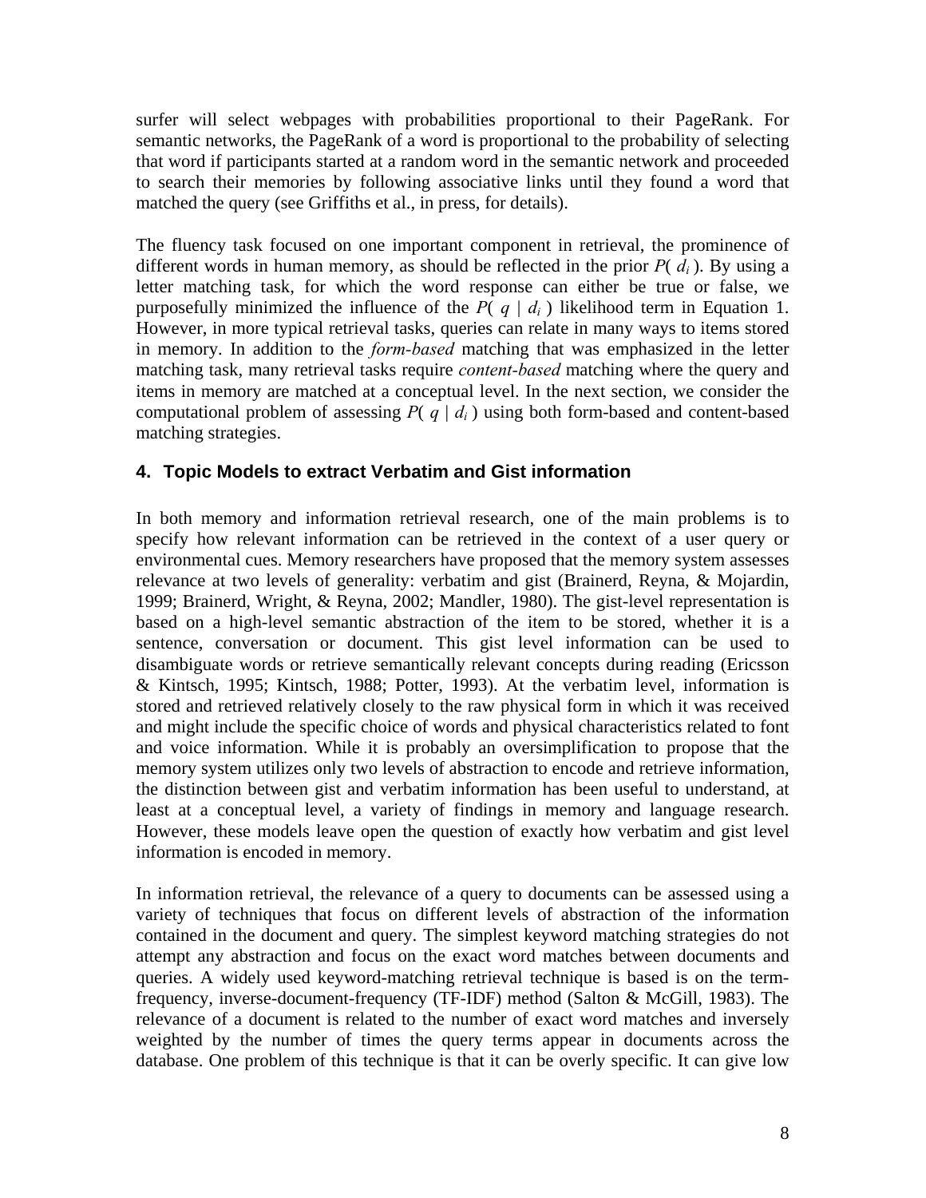surfer will select webpages with probabilities proportional to their PageRank. For semantic networks, the PageRank of a word is proportional to the probability of selecting that word if participants started at a random word in the semantic network and proceeded to search their memories by following associative links until they found a word that matched the query (see Griffiths et al., in press, for details).

The fluency task focused on one important component in retrieval, the prominence of different words in human memory, as should be reflected in the prior $P( d_i )$. By using a letter matching task, for which the word response can either be true or false, we purposefully minimized the influence of the $P( q \mid d_i )$ likelihood term in Equation 1. However, in more typical retrieval tasks, queries can relate in many ways to items stored in memory. In addition to the *form-based* matching that was emphasized in the letter matching task, many retrieval tasks require *content-based* matching where the query and items in memory are matched at a conceptual level. In the next section, we consider the computational problem of assessing $P( q \mid d_i )$ using both form-based and content-based matching strategies.

## 4. Topic Models to extract Verbatim and Gist information

In both memory and information retrieval research, one of the main problems is to specify how relevant information can be retrieved in the context of a user query or environmental cues. Memory researchers have proposed that the memory system assesses relevance at two levels of generality: verbatim and gist (Brainerd, Reyna, & Mojardin, 1999; Brainerd, Wright, & Reyna, 2002; Mandler, 1980). The gist-level representation is based on a high-level semantic abstraction of the item to be stored, whether it is a sentence, conversation or document. This gist level information can be used to disambiguate words or retrieve semantically relevant concepts during reading (Ericsson & Kintsch, 1995; Kintsch, 1988; Potter, 1993). At the verbatim level, information is stored and retrieved relatively closely to the raw physical form in which it was received and might include the specific choice of words and physical characteristics related to font and voice information. While it is probably an oversimplification to propose that the memory system utilizes only two levels of abstraction to encode and retrieve information, the distinction between gist and verbatim information has been useful to understand, at least at a conceptual level, a variety of findings in memory and language research. However, these models leave open the question of exactly how verbatim and gist level information is encoded in memory.

In information retrieval, the relevance of a query to documents can be assessed using a variety of techniques that focus on different levels of abstraction of the information contained in the document and query. The simplest keyword matching strategies do not attempt any abstraction and focus on the exact word matches between documents and queries. A widely used keyword-matching retrieval technique is based is on the term-frequency, inverse-document-frequency (TF-IDF) method (Salton & McGill, 1983). The relevance of a document is related to the number of exact word matches and inversely weighted by the number of times the query terms appear in documents across the database. One problem of this technique is that it can be overly specific. It can give low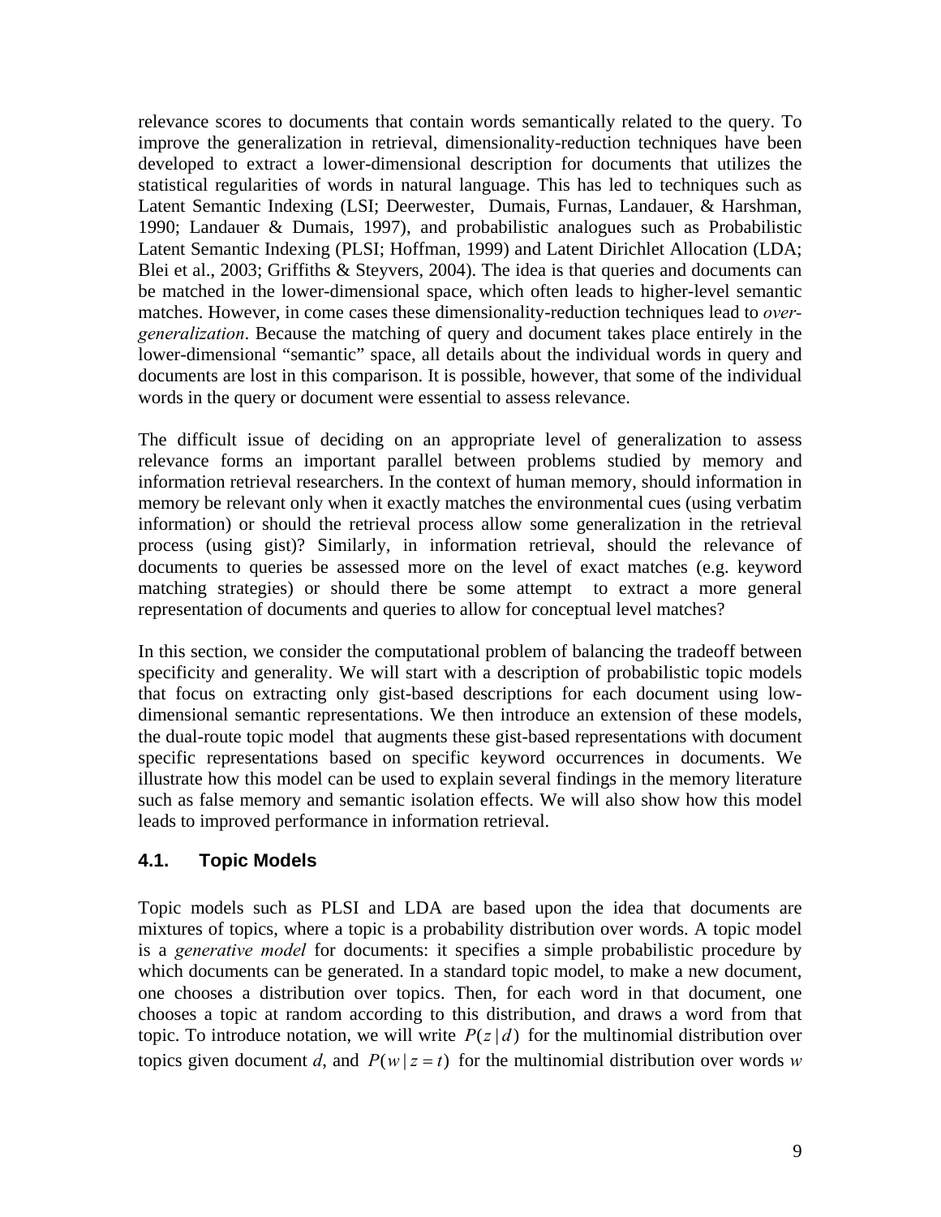relevance scores to documents that contain words semantically related to the query. To improve the generalization in retrieval, dimensionality-reduction techniques have been developed to extract a lower-dimensional description for documents that utilizes the statistical regularities of words in natural language. This has led to techniques such as Latent Semantic Indexing (LSI; Deerwester, Dumais, Furnas, Landauer, & Harshman, 1990; Landauer & Dumais, 1997), and probabilistic analogues such as Probabilistic Latent Semantic Indexing (PLSI; Hoffman, 1999) and Latent Dirichlet Allocation (LDA; Blei et al., 2003; Griffiths & Steyvers, 2004). The idea is that queries and documents can be matched in the lower-dimensional space, which often leads to higher-level semantic matches. However, in come cases these dimensionality-reduction techniques lead to *over-generalization*. Because the matching of query and document takes place entirely in the lower-dimensional "semantic" space, all details about the individual words in query and documents are lost in this comparison. It is possible, however, that some of the individual words in the query or document were essential to assess relevance.

The difficult issue of deciding on an appropriate level of generalization to assess relevance forms an important parallel between problems studied by memory and information retrieval researchers. In the context of human memory, should information in memory be relevant only when it exactly matches the environmental cues (using verbatim information) or should the retrieval process allow some generalization in the retrieval process (using gist)? Similarly, in information retrieval, should the relevance of documents to queries be assessed more on the level of exact matches (e.g. keyword matching strategies) or should there be some attempt to extract a more general representation of documents and queries to allow for conceptual level matches?

In this section, we consider the computational problem of balancing the tradeoff between specificity and generality. We will start with a description of probabilistic topic models that focus on extracting only gist-based descriptions for each document using low-dimensional semantic representations. We then introduce an extension of these models, the dual-route topic model that augments these gist-based representations with document specific representations based on specific keyword occurrences in documents. We illustrate how this model can be used to explain several findings in the memory literature such as false memory and semantic isolation effects. We will also show how this model leads to improved performance in information retrieval.

### 4.1. Topic Models

Topic models such as PLSI and LDA are based upon the idea that documents are mixtures of topics, where a topic is a probability distribution over words. A topic model is a *generative model* for documents: it specifies a simple probabilistic procedure by which documents can be generated. In a standard topic model, to make a new document, one chooses a distribution over topics. Then, for each word in that document, one chooses a topic at random according to this distribution, and draws a word from that topic. To introduce notation, we will write $P(z \mid d)$ for the multinomial distribution over topics given document *d*, and $P(w \mid z = t)$ for the multinomial distribution over words *w*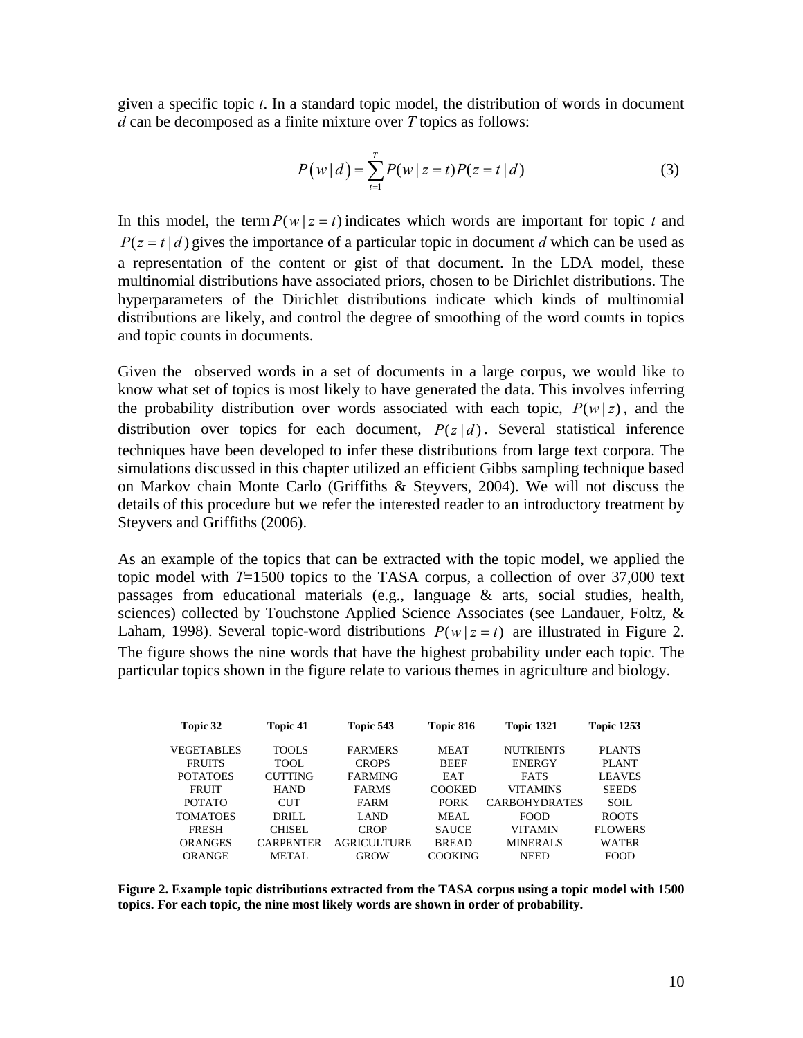given a specific topic *t*. In a standard topic model, the distribution of words in document *d* can be decomposed as a finite mixture over *T* topics as follows:

$$P\left(w \mid d\right) = \sum_{t=1}^{T} P(w \mid z = t) P(z = t \mid d) \tag{3}$$

In this model, the term $P(w \mid z = t)$ indicates which words are important for topic *t* and $P(z = t \mid d)$ gives the importance of a particular topic in document *d* which can be used as a representation of the content or gist of that document. In the LDA model, these multinomial distributions have associated priors, chosen to be Dirichlet distributions. The hyperparameters of the Dirichlet distributions indicate which kinds of multinomial distributions are likely, and control the degree of smoothing of the word counts in topics and topic counts in documents.

Given the observed words in a set of documents in a large corpus, we would like to know what set of topics is most likely to have generated the data. This involves inferring the probability distribution over words associated with each topic, $P(w \mid z)$, and the distribution over topics for each document, $P(z \mid d)$. Several statistical inference techniques have been developed to infer these distributions from large text corpora. The simulations discussed in this chapter utilized an efficient Gibbs sampling technique based on Markov chain Monte Carlo (Griffiths & Steyvers, 2004). We will not discuss the details of this procedure but we refer the interested reader to an introductory treatment by Steyvers and Griffiths (2006).

As an example of the topics that can be extracted with the topic model, we applied the topic model with *T*=1500 topics to the TASA corpus, a collection of over 37,000 text passages from educational materials (e.g., language & arts, social studies, health, sciences) collected by Touchstone Applied Science Associates (see Landauer, Foltz, & Laham, 1998). Several topic-word distributions $P(w \mid z = t)$ are illustrated in Figure 2. The figure shows the nine words that have the highest probability under each topic. The particular topics shown in the figure relate to various themes in agriculture and biology.

| Topic 32 | Topic 41 | Topic 543 | Topic 816 | Topic 1321 | Topic 1253 |
|---|---|---|---|---|---|
| VEGETABLES | TOOLS | FARMERS | MEAT | NUTRIENTS | PLANTS |
| FRUITS | TOOL | CROPS | BEEF | ENERGY | PLANT |
| POTATOES | CUTTING | FARMING | EAT | FATS | LEAVES |
| FRUIT | HAND | FARMS | COOKED | VITAMINS | SEEDS |
| POTATO | CUT | FARM | PORK | CARBOHYDRATES | SOIL |
| TOMATOES | DRILL | LAND | MEAL | FOOD | ROOTS |
| FRESH | CHISEL | CROP | SAUCE | VITAMIN | FLOWERS |
| ORANGES | CARPENTER | AGRICULTURE | BREAD | MINERALS | WATER |
| ORANGE | METAL | GROW | COOKING | NEED | FOOD |

**Figure 2. Example topic distributions extracted from the TASA corpus using a topic model with 1500 topics. For each topic, the nine most likely words are shown in order of probability.**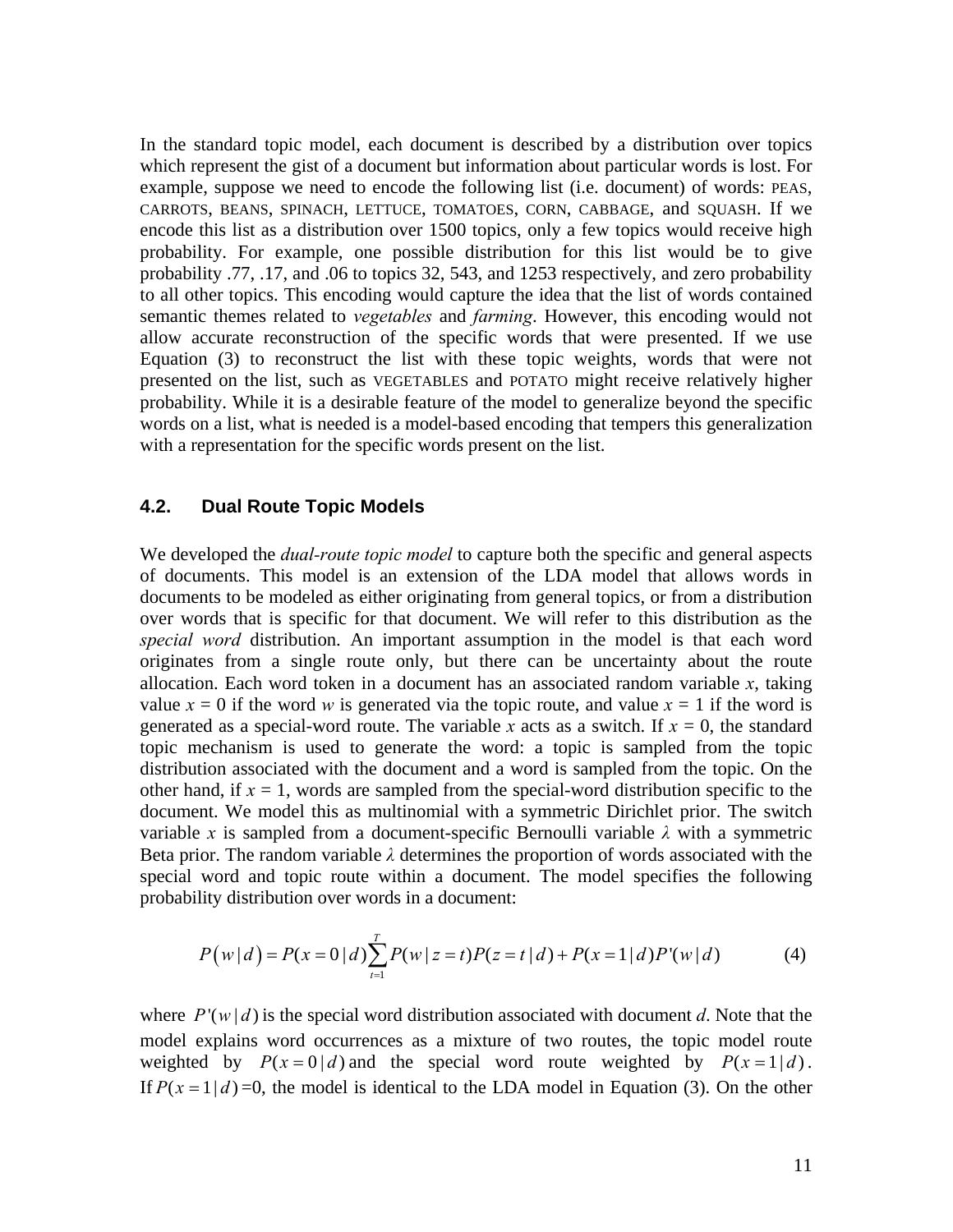In the standard topic model, each document is described by a distribution over topics which represent the gist of a document but information about particular words is lost. For example, suppose we need to encode the following list (i.e. document) of words: PEAS, CARROTS, BEANS, SPINACH, LETTUCE, TOMATOES, CORN, CABBAGE, and SQUASH. If we encode this list as a distribution over 1500 topics, only a few topics would receive high probability. For example, one possible distribution for this list would be to give probability .77, .17, and .06 to topics 32, 543, and 1253 respectively, and zero probability to all other topics. This encoding would capture the idea that the list of words contained semantic themes related to *vegetables* and *farming*. However, this encoding would not allow accurate reconstruction of the specific words that were presented. If we use Equation (3) to reconstruct the list with these topic weights, words that were not presented on the list, such as VEGETABLES and POTATO might receive relatively higher probability. While it is a desirable feature of the model to generalize beyond the specific words on a list, what is needed is a model-based encoding that tempers this generalization with a representation for the specific words present on the list.

### 4.2. Dual Route Topic Models

We developed the *dual-route topic model* to capture both the specific and general aspects of documents. This model is an extension of the LDA model that allows words in documents to be modeled as either originating from general topics, or from a distribution over words that is specific for that document. We will refer to this distribution as the *special word* distribution. An important assumption in the model is that each word originates from a single route only, but there can be uncertainty about the route allocation. Each word token in a document has an associated random variable $x$, taking value $x = 0$ if the word $w$ is generated via the topic route, and value $x = 1$ if the word is generated as a special-word route. The variable $x$ acts as a switch. If $x = 0$, the standard topic mechanism is used to generate the word: a topic is sampled from the topic distribution associated with the document and a word is sampled from the topic. On the other hand, if $x = 1$, words are sampled from the special-word distribution specific to the document. We model this as multinomial with a symmetric Dirichlet prior. The switch variable $x$ is sampled from a document-specific Bernoulli variable $\lambda$ with a symmetric Beta prior. The random variable $\lambda$ determines the proportion of words associated with the special word and topic route within a document. The model specifies the following probability distribution over words in a document:

$$P\left(w \mid d\right) = P(x=0 \mid d) \sum_{t=1}^{T} P(w \mid z=t) P(z=t \mid d) + P(x=1 \mid d) P'(w \mid d) \qquad (4)$$

where $P'(w \mid d)$ is the special word distribution associated with document $d$. Note that the model explains word occurrences as a mixture of two routes, the topic model route weighted by $P(x=0 \mid d)$ and the special word route weighted by $P(x=1 \mid d)$. If $P(x=1 \mid d)$ =0, the model is identical to the LDA model in Equation (3). On the other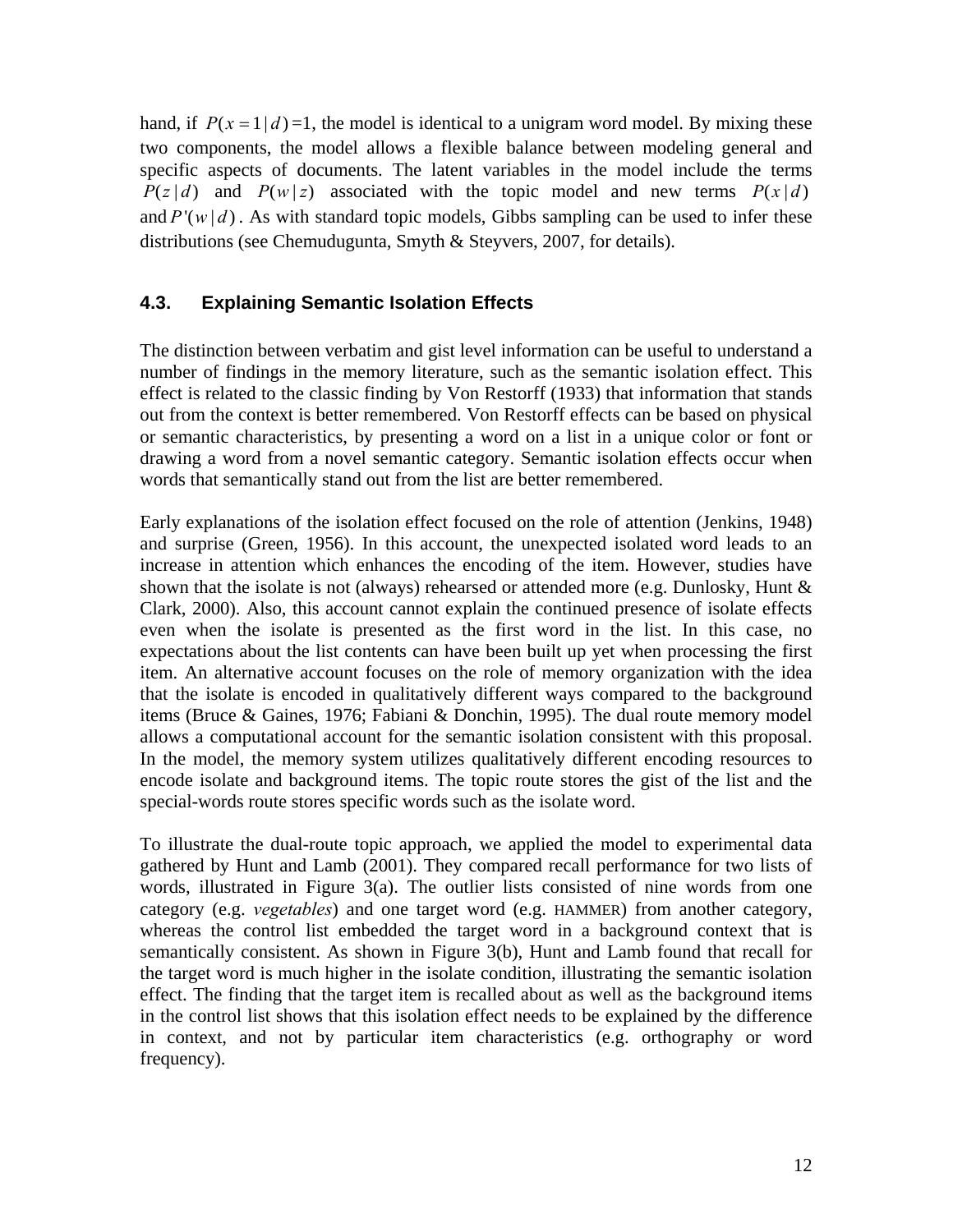hand, if $P(x=1|d)=1$, the model is identical to a unigram word model. By mixing these two components, the model allows a flexible balance between modeling general and specific aspects of documents. The latent variables in the model include the terms $P(z|d)$ and $P(w|z)$ associated with the topic model and new terms $P(x|d)$ and $P'(w|d)$. As with standard topic models, Gibbs sampling can be used to infer these distributions (see Chemudugunta, Smyth & Steyvers, 2007, for details).

### 4.3. Explaining Semantic Isolation Effects

The distinction between verbatim and gist level information can be useful to understand a number of findings in the memory literature, such as the semantic isolation effect. This effect is related to the classic finding by Von Restorff (1933) that information that stands out from the context is better remembered. Von Restorff effects can be based on physical or semantic characteristics, by presenting a word on a list in a unique color or font or drawing a word from a novel semantic category. Semantic isolation effects occur when words that semantically stand out from the list are better remembered.

Early explanations of the isolation effect focused on the role of attention (Jenkins, 1948) and surprise (Green, 1956). In this account, the unexpected isolated word leads to an increase in attention which enhances the encoding of the item. However, studies have shown that the isolate is not (always) rehearsed or attended more (e.g. Dunlosky, Hunt & Clark, 2000). Also, this account cannot explain the continued presence of isolate effects even when the isolate is presented as the first word in the list. In this case, no expectations about the list contents can have been built up yet when processing the first item. An alternative account focuses on the role of memory organization with the idea that the isolate is encoded in qualitatively different ways compared to the background items (Bruce & Gaines, 1976; Fabiani & Donchin, 1995). The dual route memory model allows a computational account for the semantic isolation consistent with this proposal. In the model, the memory system utilizes qualitatively different encoding resources to encode isolate and background items. The topic route stores the gist of the list and the special-words route stores specific words such as the isolate word.

To illustrate the dual-route topic approach, we applied the model to experimental data gathered by Hunt and Lamb (2001). They compared recall performance for two lists of words, illustrated in Figure 3(a). The outlier lists consisted of nine words from one category (e.g. *vegetables*) and one target word (e.g. HAMMER) from another category, whereas the control list embedded the target word in a background context that is semantically consistent. As shown in Figure 3(b), Hunt and Lamb found that recall for the target word is much higher in the isolate condition, illustrating the semantic isolation effect. The finding that the target item is recalled about as well as the background items in the control list shows that this isolation effect needs to be explained by the difference in context, and not by particular item characteristics (e.g. orthography or word frequency).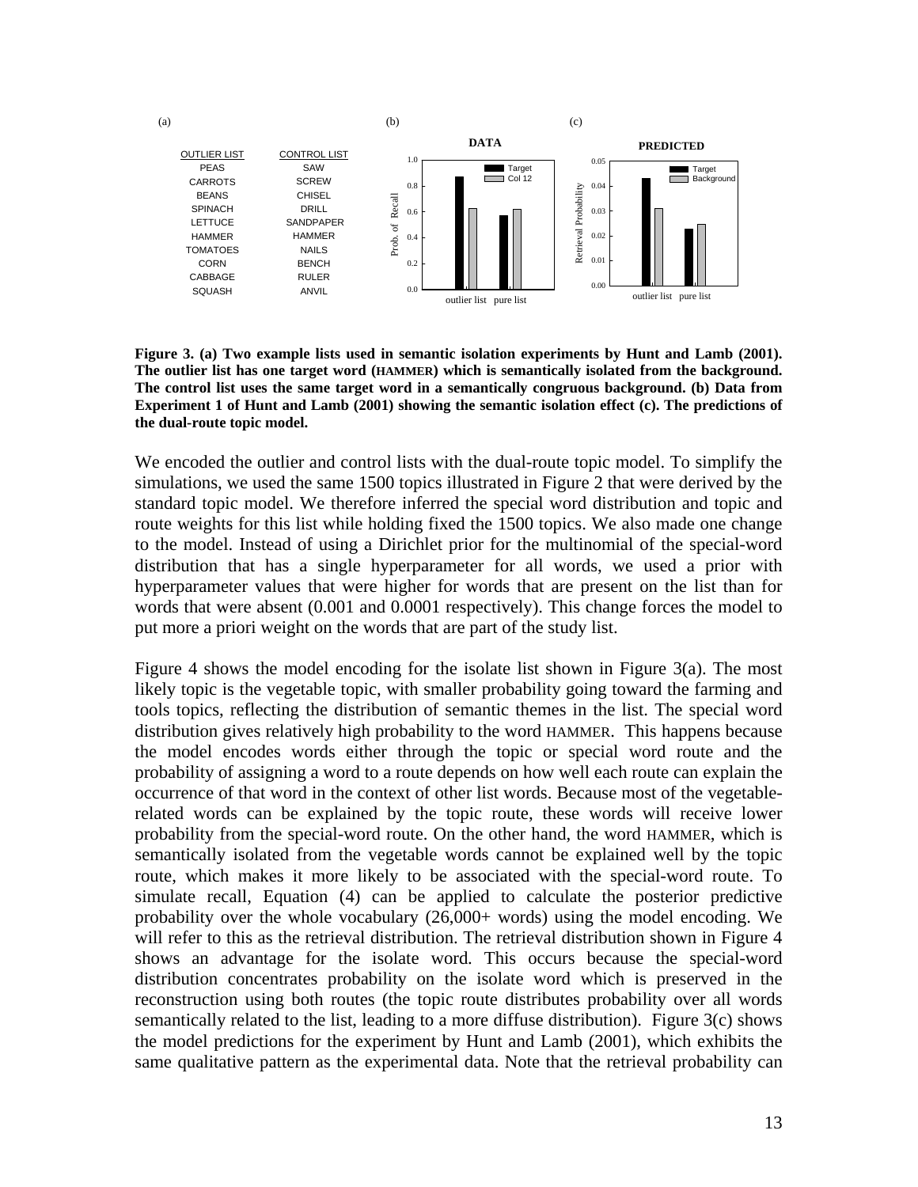(a)

| OUTLIER LIST | CONTROL LIST |
| --- | --- |
| PEAS | SAW |
| CARROTS | SCREW |
| BEANS | CHISEL |
| SPINACH | DRILL |
| LETTUCE | SANDPAPER |
| HAMMER | HAMMER |
| TOMATOES | NAILS |
| CORN | BENCH |
| CABBAGE | RULER |
| SQUASH | ANVIL |

**Figure 3. (a) Two example lists used in semantic isolation experiments by Hunt and Lamb (2001). The outlier list has one target word (HAMMER) which is semantically isolated from the background. The control list uses the same target word in a semantically congruous background. (b) Data from Experiment 1 of Hunt and Lamb (2001) showing the semantic isolation effect (c). The predictions of the dual-route topic model.**

We encoded the outlier and control lists with the dual-route topic model. To simplify the simulations, we used the same 1500 topics illustrated in Figure 2 that were derived by the standard topic model. We therefore inferred the special word distribution and topic and route weights for this list while holding fixed the 1500 topics. We also made one change to the model. Instead of using a Dirichlet prior for the multinomial of the special-word distribution that has a single hyperparameter for all words, we used a prior with hyperparameter values that were higher for words that are present on the list than for words that were absent (0.001 and 0.0001 respectively). This change forces the model to put more a priori weight on the words that are part of the study list.

Figure 4 shows the model encoding for the isolate list shown in Figure 3(a). The most likely topic is the vegetable topic, with smaller probability going toward the farming and tools topics, reflecting the distribution of semantic themes in the list. The special word distribution gives relatively high probability to the word HAMMER. This happens because the model encodes words either through the topic or special word route and the probability of assigning a word to a route depends on how well each route can explain the occurrence of that word in the context of other list words. Because most of the vegetable-related words can be explained by the topic route, these words will receive lower probability from the special-word route. On the other hand, the word HAMMER, which is semantically isolated from the vegetable words cannot be explained well by the topic route, which makes it more likely to be associated with the special-word route. To simulate recall, Equation (4) can be applied to calculate the posterior predictive probability over the whole vocabulary (26,000+ words) using the model encoding. We will refer to this as the retrieval distribution. The retrieval distribution shown in Figure 4 shows an advantage for the isolate word. This occurs because the special-word distribution concentrates probability on the isolate word which is preserved in the reconstruction using both routes (the topic route distributes probability over all words semantically related to the list, leading to a more diffuse distribution). Figure 3(c) shows the model predictions for the experiment by Hunt and Lamb (2001), which exhibits the same qualitative pattern as the experimental data. Note that the retrieval probability can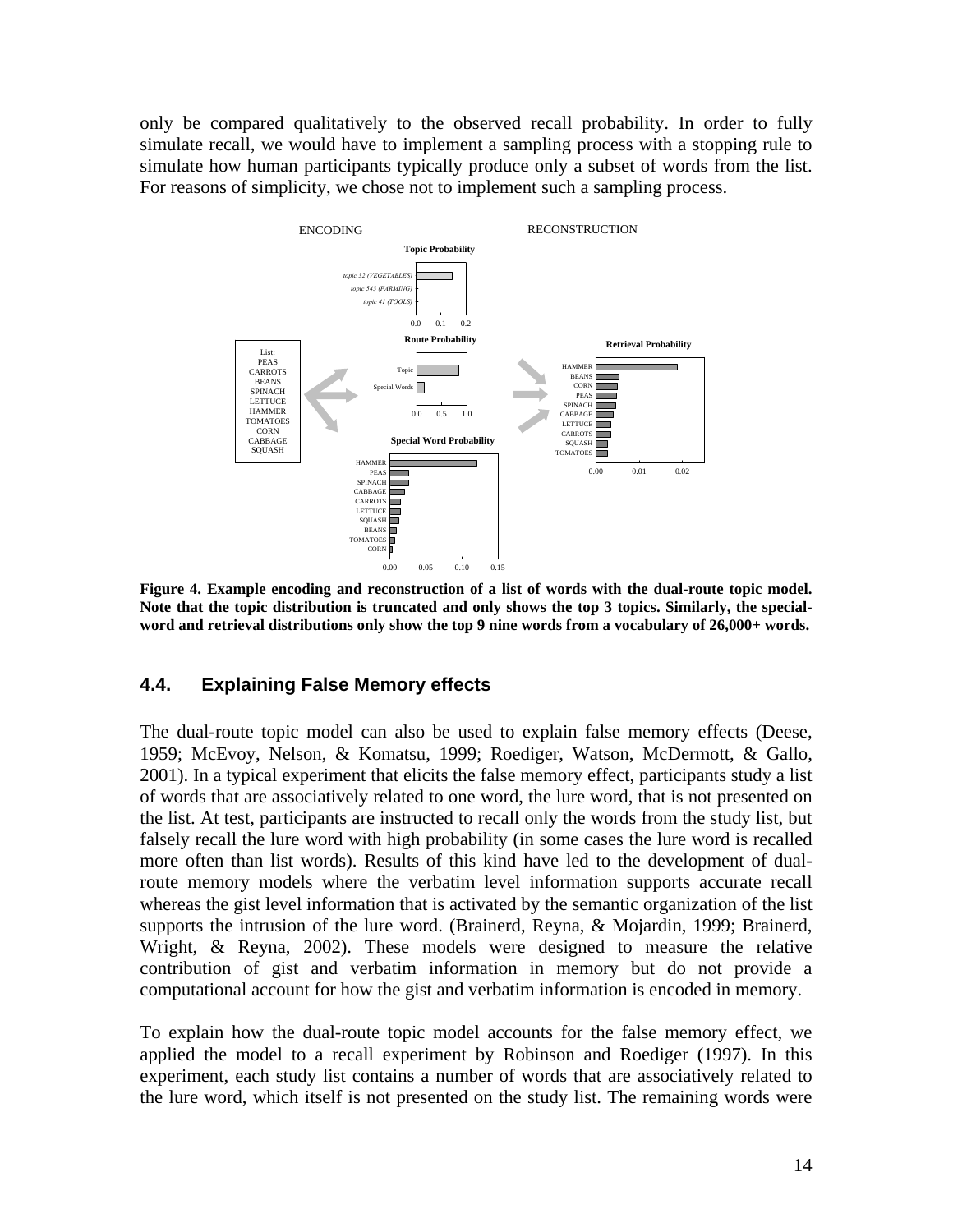only be compared qualitatively to the observed recall probability. In order to fully simulate recall, we would have to implement a sampling process with a stopping rule to simulate how human participants typically produce only a subset of words from the list. For reasons of simplicity, we chose not to implement such a sampling process.

**Figure 4. Example encoding and reconstruction of a list of words with the dual-route topic model. Note that the topic distribution is truncated and only shows the top 3 topics. Similarly, the special-word and retrieval distributions only show the top 9 nine words from a vocabulary of 26,000+ words.**

### 4.4. Explaining False Memory effects

The dual-route topic model can also be used to explain false memory effects (Deese, 1959; McEvoy, Nelson, & Komatsu, 1999; Roediger, Watson, McDermott, & Gallo, 2001). In a typical experiment that elicits the false memory effect, participants study a list of words that are associatively related to one word, the lure word, that is not presented on the list. At test, participants are instructed to recall only the words from the study list, but falsely recall the lure word with high probability (in some cases the lure word is recalled more often than list words). Results of this kind have led to the development of dual-route memory models where the verbatim level information supports accurate recall whereas the gist level information that is activated by the semantic organization of the list supports the intrusion of the lure word. (Brainerd, Reyna, & Mojardin, 1999; Brainerd, Wright, & Reyna, 2002). These models were designed to measure the relative contribution of gist and verbatim information in memory but do not provide a computational account for how the gist and verbatim information is encoded in memory.

To explain how the dual-route topic model accounts for the false memory effect, we applied the model to a recall experiment by Robinson and Roediger (1997). In this experiment, each study list contains a number of words that are associatively related to the lure word, which itself is not presented on the study list. The remaining words were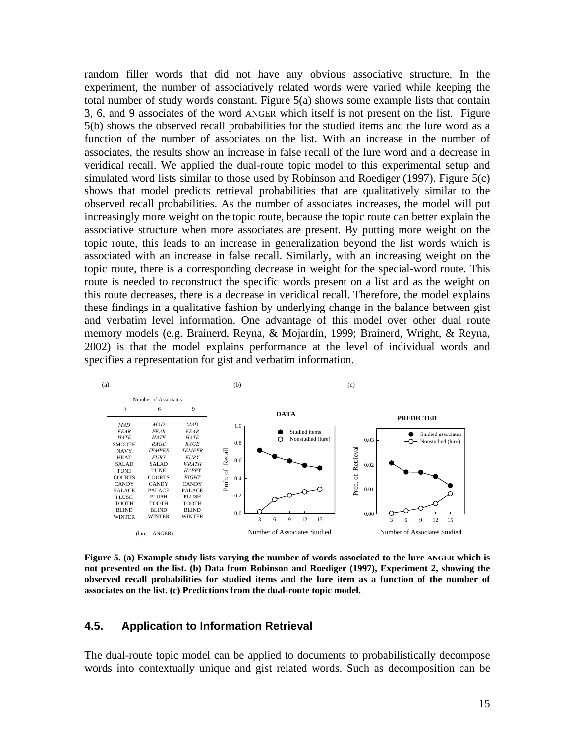random filler words that did not have any obvious associative structure. In the experiment, the number of associatively related words were varied while keeping the total number of study words constant. Figure 5(a) shows some example lists that contain 3, 6, and 9 associates of the word ANGER which itself is not present on the list. Figure 5(b) shows the observed recall probabilities for the studied items and the lure word as a function of the number of associates on the list. With an increase in the number of associates, the results show an increase in false recall of the lure word and a decrease in veridical recall. We applied the dual-route topic model to this experimental setup and simulated word lists similar to those used by Robinson and Roediger (1997). Figure 5(c) shows that model predicts retrieval probabilities that are qualitatively similar to the observed recall probabilities. As the number of associates increases, the model will put increasingly more weight on the topic route, because the topic route can better explain the associative structure when more associates are present. By putting more weight on the topic route, this leads to an increase in generalization beyond the list words which is associated with an increase in false recall. Similarly, with an increasing weight on the topic route, there is a corresponding decrease in weight for the special-word route. This route is needed to reconstruct the specific words present on a list and as the weight on this route decreases, there is a decrease in veridical recall. Therefore, the model explains these findings in a qualitative fashion by underlying change in the balance between gist and verbatim level information. One advantage of this model over other dual route memory models (e.g. Brainerd, Reyna, & Mojardin, 1999; Brainerd, Wright, & Reyna, 2002) is that the model explains performance at the level of individual words and specifies a representation for gist and verbatim information.

(a)

Number of Associates

| 3 | 6 | 9 |
|---|---|---|
| *MAD* | *MAD* | *MAD* |
| *FEAR* | *FEAR* | *FEAR* |
| *HATE* | *HATE* | *HATE* |
| SMOOTH | *RAGE* | *RAGE* |
| NAVY | *TEMPER* | *TEMPER* |
| HEAT | *FURY* | *FURY* |
| SALAD | SALAD | *WRATH* |
| TUNE | TUNE | *HAPPY* |
| COURTS | COURTS | *FIGHT* |
| CANDY | CANDY | CANDY |
| PALACE | PALACE | PALACE |
| PLUSH | PLUSH | PLUSH |
| TOOTH | TOOTH | TOOTH |
| BLIND | BLIND | BLIND |
| WINTER | WINTER | WINTER |

(lure = ANGER)

**Figure 5. (a) Example study lists varying the number of words associated to the lure ANGER which is not presented on the list. (b) Data from Robinson and Roediger (1997), Experiment 2, showing the observed recall probabilities for studied items and the lure item as a function of the number of associates on the list. (c) Predictions from the dual-route topic model.**

## 4.5. Application to Information Retrieval

The dual-route topic model can be applied to documents to probabilistically decompose words into contextually unique and gist related words. Such as decomposition can be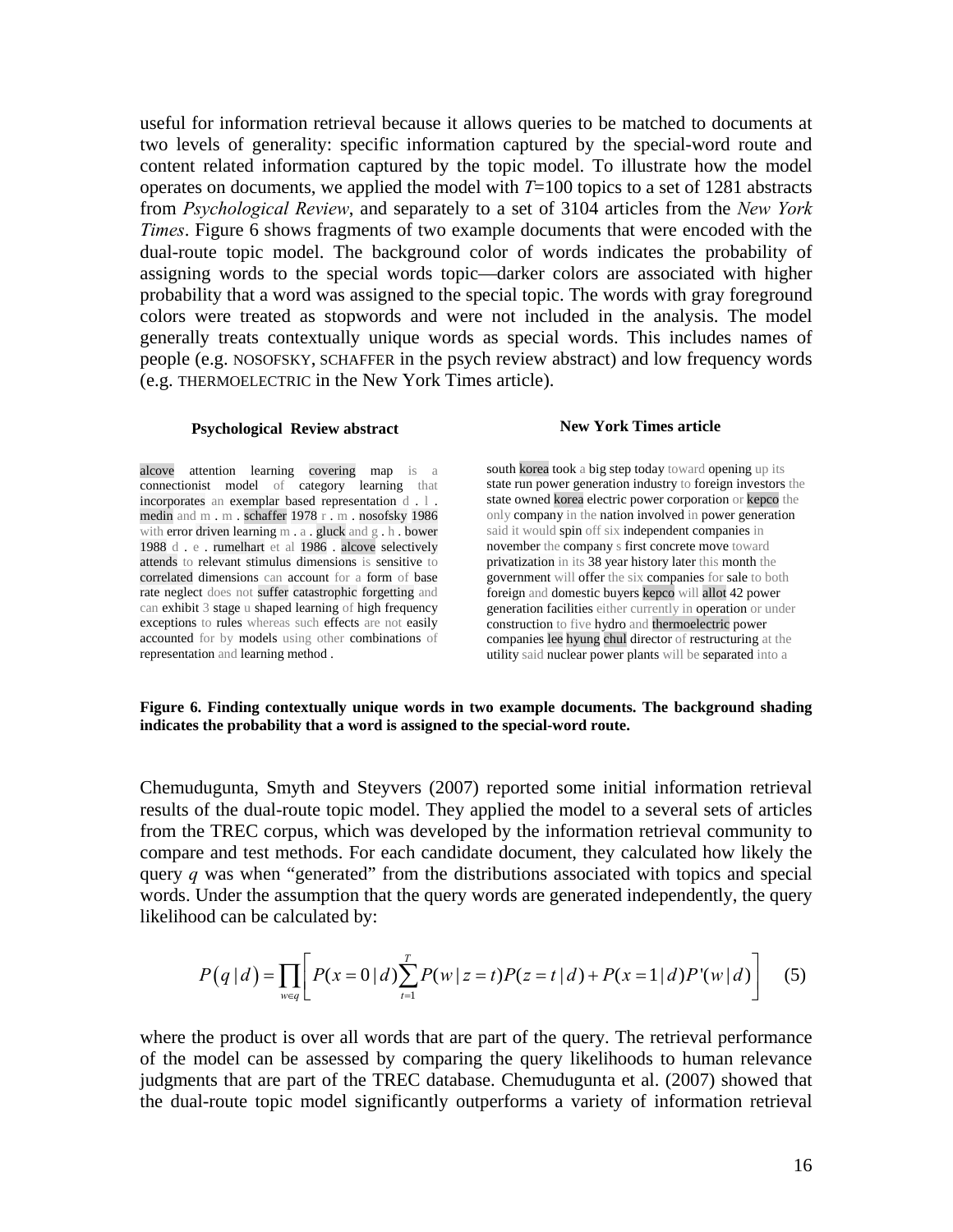useful for information retrieval because it allows queries to be matched to documents at two levels of generality: specific information captured by the special-word route and content related information captured by the topic model. To illustrate how the model operates on documents, we applied the model with $T$=100 topics to a set of 1281 abstracts from *Psychological Review*, and separately to a set of 3104 articles from the *New York Times*. Figure 6 shows fragments of two example documents that were encoded with the dual-route topic model. The background color of words indicates the probability of assigning words to the special words topic—darker colors are associated with higher probability that a word was assigned to the special topic. The words with gray foreground colors were treated as stopwords and were not included in the analysis. The model generally treats contextually unique words as special words. This includes names of people (e.g. NOSOFSKY, SCHAFFER in the psych review abstract) and low frequency words (e.g. THERMOELECTRIC in the New York Times article).

**Psychological Review abstract**

alcove attention learning covering map is a connectionist model of category learning that incorporates an exemplar based representation d . l . medin and m . m . schaffer 1978 r . m . nosofsky 1986 with error driven learning m . a . gluck and g . h . bower 1988 d . e . rumelhart et al 1986 . alcove selectively attends to relevant stimulus dimensions is sensitive to correlated dimensions can account for a form of base rate neglect does not suffer catastrophic forgetting and can exhibit 3 stage u shaped learning of high frequency exceptions to rules whereas such effects are not easily accounted for by models using other combinations of representation and learning method .

**New York Times article**

south korea took a big step today toward opening up its state run power generation industry to foreign investors the state owned korea electric power corporation or kepco the only company in the nation involved in power generation said it would spin off six independent companies in november the company s first concrete move toward privatization in its 38 year history later this month the government will offer the six companies for sale to both foreign and domestic buyers kepco will allot 42 power generation facilities either currently in operation or under construction to five hydro and thermoelectric power companies lee hyung chul director of restructuring at the utility said nuclear power plants will be separated into a

**Figure 6. Finding contextually unique words in two example documents. The background shading indicates the probability that a word is assigned to the special-word route.**

Chemudugunta, Smyth and Steyvers (2007) reported some initial information retrieval results of the dual-route topic model. They applied the model to a several sets of articles from the TREC corpus, which was developed by the information retrieval community to compare and test methods. For each candidate document, they calculated how likely the query $q$ was when "generated" from the distributions associated with topics and special words. Under the assumption that the query words are generated independently, the query likelihood can be calculated by:

$$P(q \mid d) = \prod_{w \in q} \left[ P(x=0 \mid d) \sum_{t=1}^{T} P(w \mid z=t) P(z=t \mid d) + P(x=1 \mid d) P'(w \mid d) \right] \quad (5)$$

where the product is over all words that are part of the query. The retrieval performance of the model can be assessed by comparing the query likelihoods to human relevance judgments that are part of the TREC database. Chemudugunta et al. (2007) showed that the dual-route topic model significantly outperforms a variety of information retrieval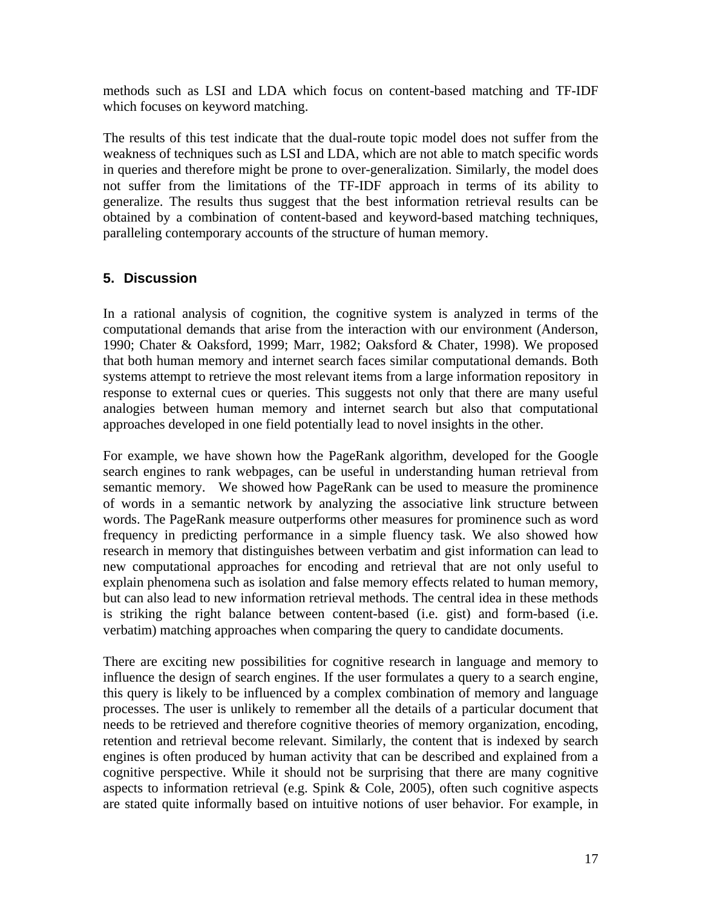methods such as LSI and LDA which focus on content-based matching and TF-IDF which focuses on keyword matching.

The results of this test indicate that the dual-route topic model does not suffer from the weakness of techniques such as LSI and LDA, which are not able to match specific words in queries and therefore might be prone to over-generalization. Similarly, the model does not suffer from the limitations of the TF-IDF approach in terms of its ability to generalize. The results thus suggest that the best information retrieval results can be obtained by a combination of content-based and keyword-based matching techniques, paralleling contemporary accounts of the structure of human memory.

## 5. Discussion

In a rational analysis of cognition, the cognitive system is analyzed in terms of the computational demands that arise from the interaction with our environment (Anderson, 1990; Chater & Oaksford, 1999; Marr, 1982; Oaksford & Chater, 1998). We proposed that both human memory and internet search faces similar computational demands. Both systems attempt to retrieve the most relevant items from a large information repository in response to external cues or queries. This suggests not only that there are many useful analogies between human memory and internet search but also that computational approaches developed in one field potentially lead to novel insights in the other.

For example, we have shown how the PageRank algorithm, developed for the Google search engines to rank webpages, can be useful in understanding human retrieval from semantic memory. We showed how PageRank can be used to measure the prominence of words in a semantic network by analyzing the associative link structure between words. The PageRank measure outperforms other measures for prominence such as word frequency in predicting performance in a simple fluency task. We also showed how research in memory that distinguishes between verbatim and gist information can lead to new computational approaches for encoding and retrieval that are not only useful to explain phenomena such as isolation and false memory effects related to human memory, but can also lead to new information retrieval methods. The central idea in these methods is striking the right balance between content-based (i.e. gist) and form-based (i.e. verbatim) matching approaches when comparing the query to candidate documents.

There are exciting new possibilities for cognitive research in language and memory to influence the design of search engines. If the user formulates a query to a search engine, this query is likely to be influenced by a complex combination of memory and language processes. The user is unlikely to remember all the details of a particular document that needs to be retrieved and therefore cognitive theories of memory organization, encoding, retention and retrieval become relevant. Similarly, the content that is indexed by search engines is often produced by human activity that can be described and explained from a cognitive perspective. While it should not be surprising that there are many cognitive aspects to information retrieval (e.g. Spink & Cole, 2005), often such cognitive aspects are stated quite informally based on intuitive notions of user behavior. For example, in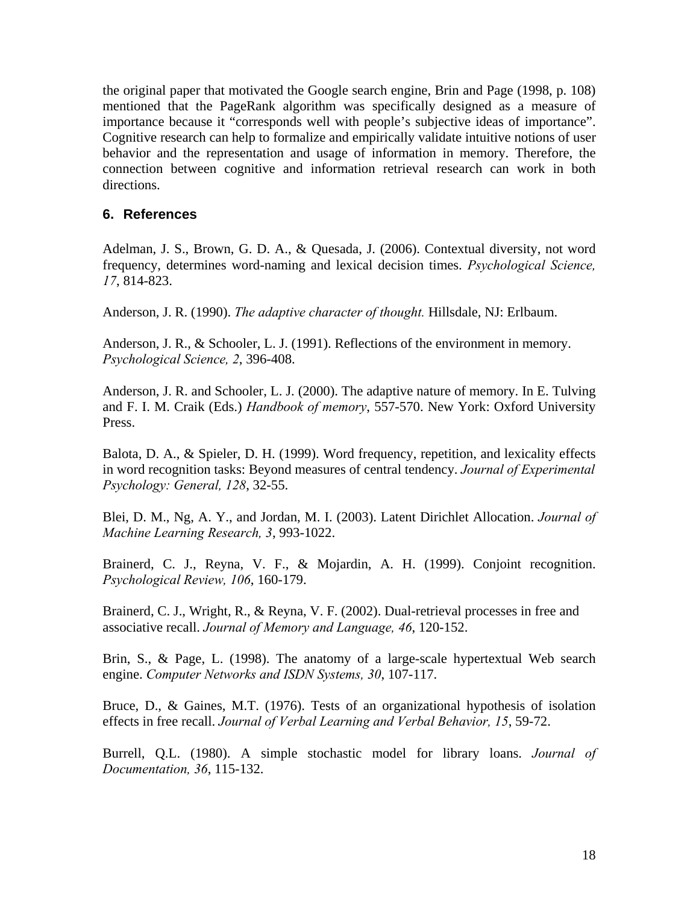the original paper that motivated the Google search engine, Brin and Page (1998, p. 108) mentioned that the PageRank algorithm was specifically designed as a measure of importance because it "corresponds well with people's subjective ideas of importance". Cognitive research can help to formalize and empirically validate intuitive notions of user behavior and the representation and usage of information in memory. Therefore, the connection between cognitive and information retrieval research can work in both directions.

## 6. References

Adelman, J. S., Brown, G. D. A., & Quesada, J. (2006). Contextual diversity, not word frequency, determines word-naming and lexical decision times. *Psychological Science, 17*, 814-823.

Anderson, J. R. (1990). *The adaptive character of thought.* Hillsdale, NJ: Erlbaum.

Anderson, J. R., & Schooler, L. J. (1991). Reflections of the environment in memory. *Psychological Science, 2*, 396-408.

Anderson, J. R. and Schooler, L. J. (2000). The adaptive nature of memory. In E. Tulving and F. I. M. Craik (Eds.) *Handbook of memory*, 557-570. New York: Oxford University Press.

Balota, D. A., & Spieler, D. H. (1999). Word frequency, repetition, and lexicality effects in word recognition tasks: Beyond measures of central tendency. *Journal of Experimental Psychology: General, 128*, 32-55.

Blei, D. M., Ng, A. Y., and Jordan, M. I. (2003). Latent Dirichlet Allocation. *Journal of Machine Learning Research, 3*, 993-1022.

Brainerd, C. J., Reyna, V. F., & Mojardin, A. H. (1999). Conjoint recognition. *Psychological Review, 106*, 160-179.

Brainerd, C. J., Wright, R., & Reyna, V. F. (2002). Dual-retrieval processes in free and associative recall. *Journal of Memory and Language, 46*, 120-152.

Brin, S., & Page, L. (1998). The anatomy of a large-scale hypertextual Web search engine. *Computer Networks and ISDN Systems, 30*, 107-117.

Bruce, D., & Gaines, M.T. (1976). Tests of an organizational hypothesis of isolation effects in free recall. *Journal of Verbal Learning and Verbal Behavior, 15*, 59-72.

Burrell, Q.L. (1980). A simple stochastic model for library loans. *Journal of Documentation, 36*, 115-132.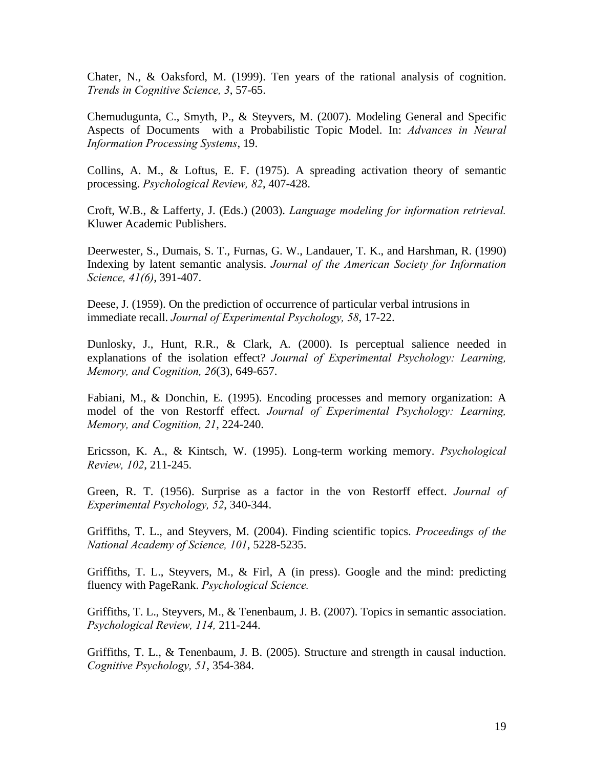Chater, N., & Oaksford, M. (1999). Ten years of the rational analysis of cognition. *Trends in Cognitive Science, 3*, 57-65.

Chemudugunta, C., Smyth, P., & Steyvers, M. (2007). Modeling General and Specific Aspects of Documents with a Probabilistic Topic Model. In: *Advances in Neural Information Processing Systems*, 19.

Collins, A. M., & Loftus, E. F. (1975). A spreading activation theory of semantic processing. *Psychological Review, 82*, 407-428.

Croft, W.B., & Lafferty, J. (Eds.) (2003). *Language modeling for information retrieval.* Kluwer Academic Publishers.

Deerwester, S., Dumais, S. T., Furnas, G. W., Landauer, T. K., and Harshman, R. (1990) Indexing by latent semantic analysis. *Journal of the American Society for Information Science, 41(6)*, 391-407.

Deese, J. (1959). On the prediction of occurrence of particular verbal intrusions in immediate recall. *Journal of Experimental Psychology, 58*, 17-22.

Dunlosky, J., Hunt, R.R., & Clark, A. (2000). Is perceptual salience needed in explanations of the isolation effect? *Journal of Experimental Psychology: Learning, Memory, and Cognition, 26*(3), 649-657.

Fabiani, M., & Donchin, E. (1995). Encoding processes and memory organization: A model of the von Restorff effect. *Journal of Experimental Psychology: Learning, Memory, and Cognition, 21*, 224-240.

Ericsson, K. A., & Kintsch, W. (1995). Long-term working memory. *Psychological Review, 102*, 211-245.

Green, R. T. (1956). Surprise as a factor in the von Restorff effect. *Journal of Experimental Psychology, 52*, 340-344.

Griffiths, T. L., and Steyvers, M. (2004). Finding scientific topics. *Proceedings of the National Academy of Science, 101*, 5228-5235.

Griffiths, T. L., Steyvers, M., & Firl, A (in press). Google and the mind: predicting fluency with PageRank. *Psychological Science.*

Griffiths, T. L., Steyvers, M., & Tenenbaum, J. B. (2007). Topics in semantic association. *Psychological Review, 114,* 211-244.

Griffiths, T. L., & Tenenbaum, J. B. (2005). Structure and strength in causal induction. *Cognitive Psychology, 51*, 354-384.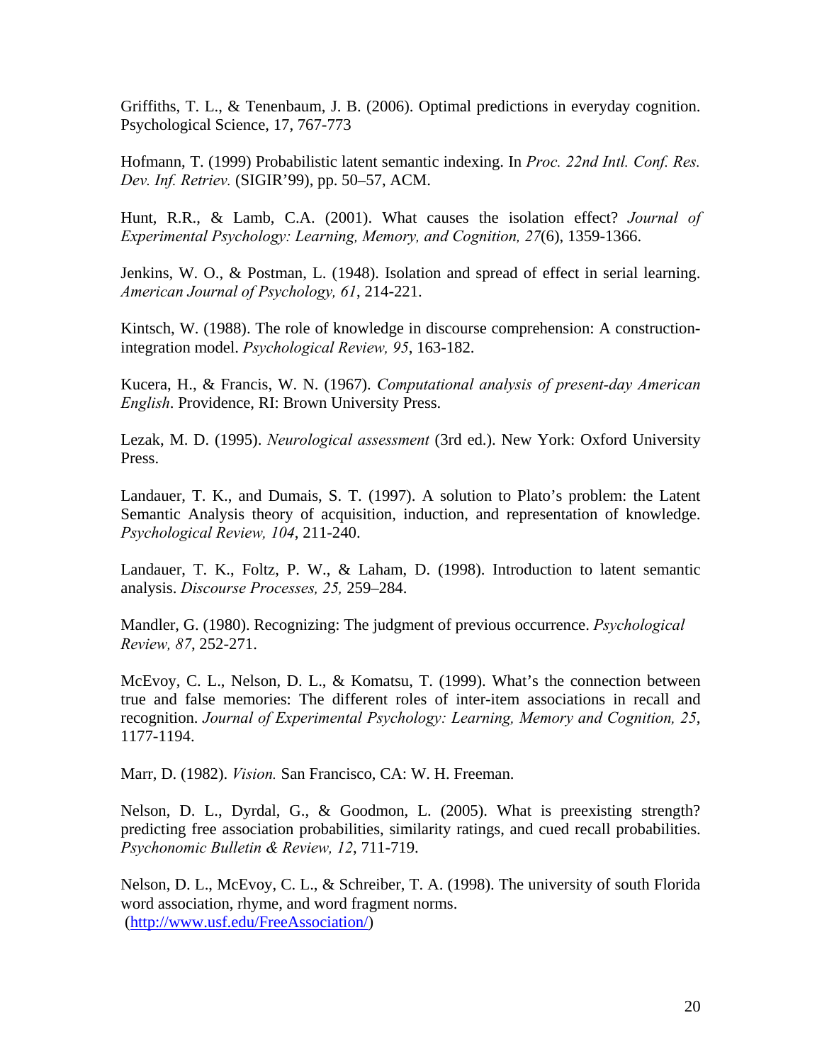Griffiths, T. L., & Tenenbaum, J. B. (2006). Optimal predictions in everyday cognition. Psychological Science, 17, 767-773

Hofmann, T. (1999) Probabilistic latent semantic indexing. In *Proc. 22nd Intl. Conf. Res. Dev. Inf. Retriev.* (SIGIR'99), pp. 50–57, ACM.

Hunt, R.R., & Lamb, C.A. (2001). What causes the isolation effect? *Journal of Experimental Psychology: Learning, Memory, and Cognition, 27*(6), 1359-1366.

Jenkins, W. O., & Postman, L. (1948). Isolation and spread of effect in serial learning. *American Journal of Psychology, 61*, 214-221.

Kintsch, W. (1988). The role of knowledge in discourse comprehension: A construction-integration model. *Psychological Review, 95*, 163-182.

Kucera, H., & Francis, W. N. (1967). *Computational analysis of present-day American English*. Providence, RI: Brown University Press.

Lezak, M. D. (1995). *Neurological assessment* (3rd ed.). New York: Oxford University Press.

Landauer, T. K., and Dumais, S. T. (1997). A solution to Plato's problem: the Latent Semantic Analysis theory of acquisition, induction, and representation of knowledge. *Psychological Review, 104*, 211-240.

Landauer, T. K., Foltz, P. W., & Laham, D. (1998). Introduction to latent semantic analysis. *Discourse Processes, 25,* 259–284.

Mandler, G. (1980). Recognizing: The judgment of previous occurrence. *Psychological Review, 87*, 252-271.

McEvoy, C. L., Nelson, D. L., & Komatsu, T. (1999). What's the connection between true and false memories: The different roles of inter-item associations in recall and recognition. *Journal of Experimental Psychology: Learning, Memory and Cognition, 25*, 1177-1194.

Marr, D. (1982). *Vision.* San Francisco, CA: W. H. Freeman.

Nelson, D. L., Dyrdal, G., & Goodmon, L. (2005). What is preexisting strength? predicting free association probabilities, similarity ratings, and cued recall probabilities. *Psychonomic Bulletin & Review, 12*, 711-719.

Nelson, D. L., McEvoy, C. L., & Schreiber, T. A. (1998). The university of south Florida word association, rhyme, and word fragment norms. (http://www.usf.edu/FreeAssociation/)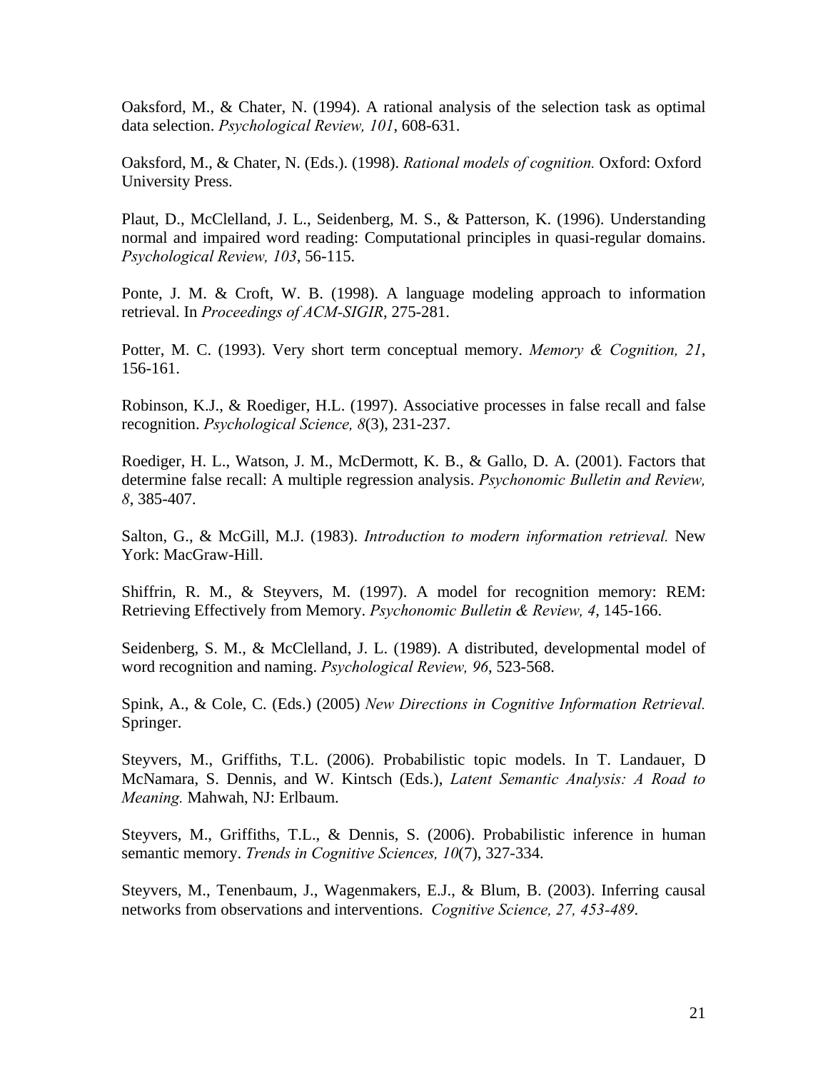Oaksford, M., & Chater, N. (1994). A rational analysis of the selection task as optimal data selection. *Psychological Review, 101*, 608-631.

Oaksford, M., & Chater, N. (Eds.). (1998). *Rational models of cognition.* Oxford: Oxford University Press.

Plaut, D., McClelland, J. L., Seidenberg, M. S., & Patterson, K. (1996). Understanding normal and impaired word reading: Computational principles in quasi-regular domains. *Psychological Review, 103*, 56-115.

Ponte, J. M. & Croft, W. B. (1998). A language modeling approach to information retrieval. In *Proceedings of ACM-SIGIR*, 275-281.

Potter, M. C. (1993). Very short term conceptual memory. *Memory & Cognition, 21*, 156-161.

Robinson, K.J., & Roediger, H.L. (1997). Associative processes in false recall and false recognition. *Psychological Science, 8*(3), 231-237.

Roediger, H. L., Watson, J. M., McDermott, K. B., & Gallo, D. A. (2001). Factors that determine false recall: A multiple regression analysis. *Psychonomic Bulletin and Review, 8*, 385-407.

Salton, G., & McGill, M.J. (1983). *Introduction to modern information retrieval.* New York: MacGraw-Hill.

Shiffrin, R. M., & Steyvers, M. (1997). A model for recognition memory: REM: Retrieving Effectively from Memory. *Psychonomic Bulletin & Review, 4*, 145-166.

Seidenberg, S. M., & McClelland, J. L. (1989). A distributed, developmental model of word recognition and naming. *Psychological Review, 96*, 523-568.

Spink, A., & Cole, C. (Eds.) (2005) *New Directions in Cognitive Information Retrieval.* Springer.

Steyvers, M., Griffiths, T.L. (2006). Probabilistic topic models. In T. Landauer, D McNamara, S. Dennis, and W. Kintsch (Eds.), *Latent Semantic Analysis: A Road to Meaning.* Mahwah, NJ: Erlbaum.

Steyvers, M., Griffiths, T.L., & Dennis, S. (2006). Probabilistic inference in human semantic memory. *Trends in Cognitive Sciences, 10*(7), 327-334.

Steyvers, M., Tenenbaum, J., Wagenmakers, E.J., & Blum, B. (2003). Inferring causal networks from observations and interventions. *Cognitive Science, 27, 453-489*.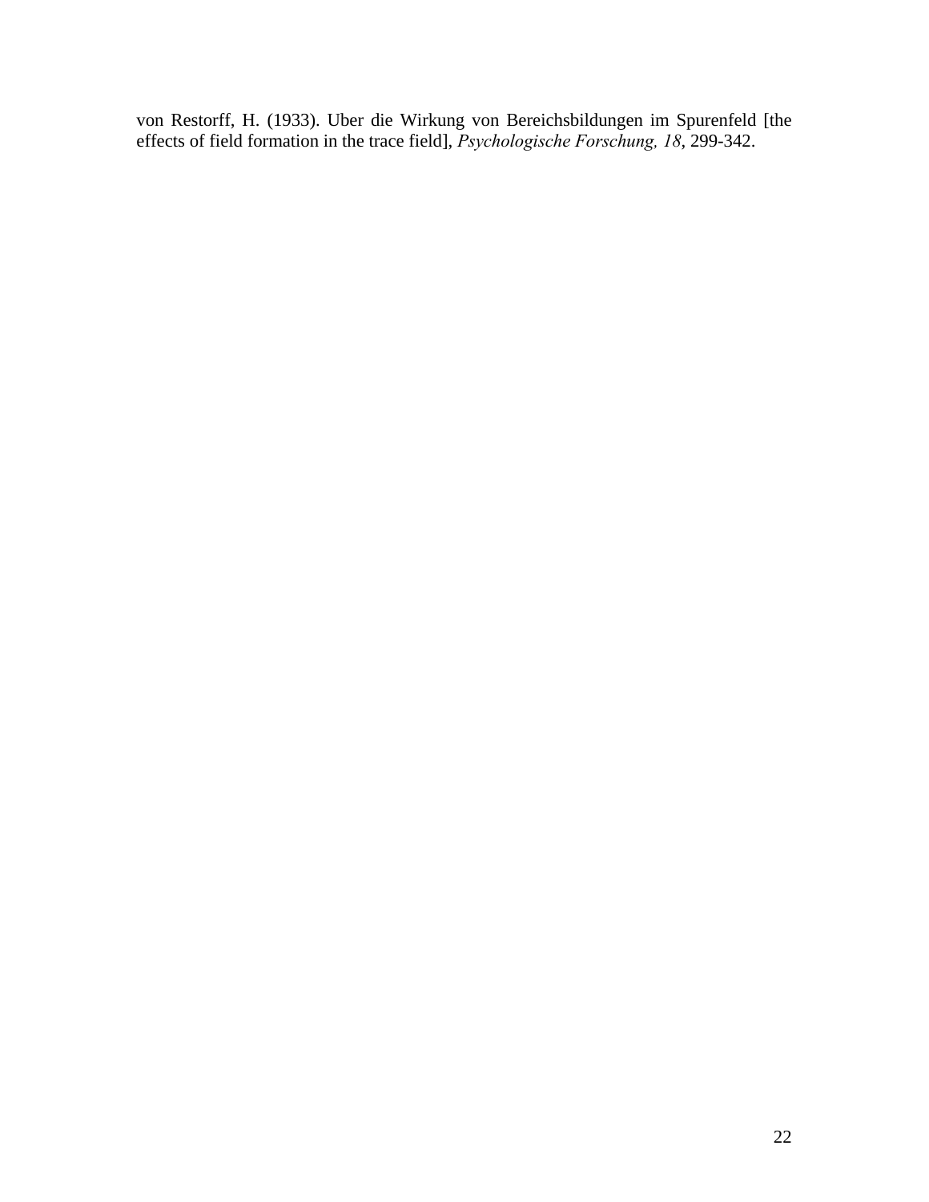von Restorff, H. (1933). Uber die Wirkung von Bereichsbildungen im Spurenfeld [the effects of field formation in the trace field], *Psychologische Forschung, 18*, 299-342.